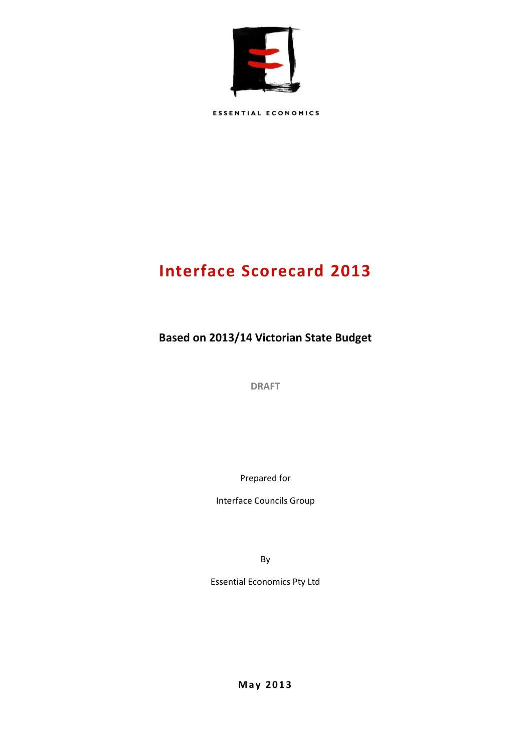ESSENTIAL ECONOMICS

# Interface Scorecard 2013

**Based on 2013/14 Victorian State Budget**

**DRAFT**

Prepared for

Interface Councils Group

By

Essential Economics Pty Ltd

**May 2013**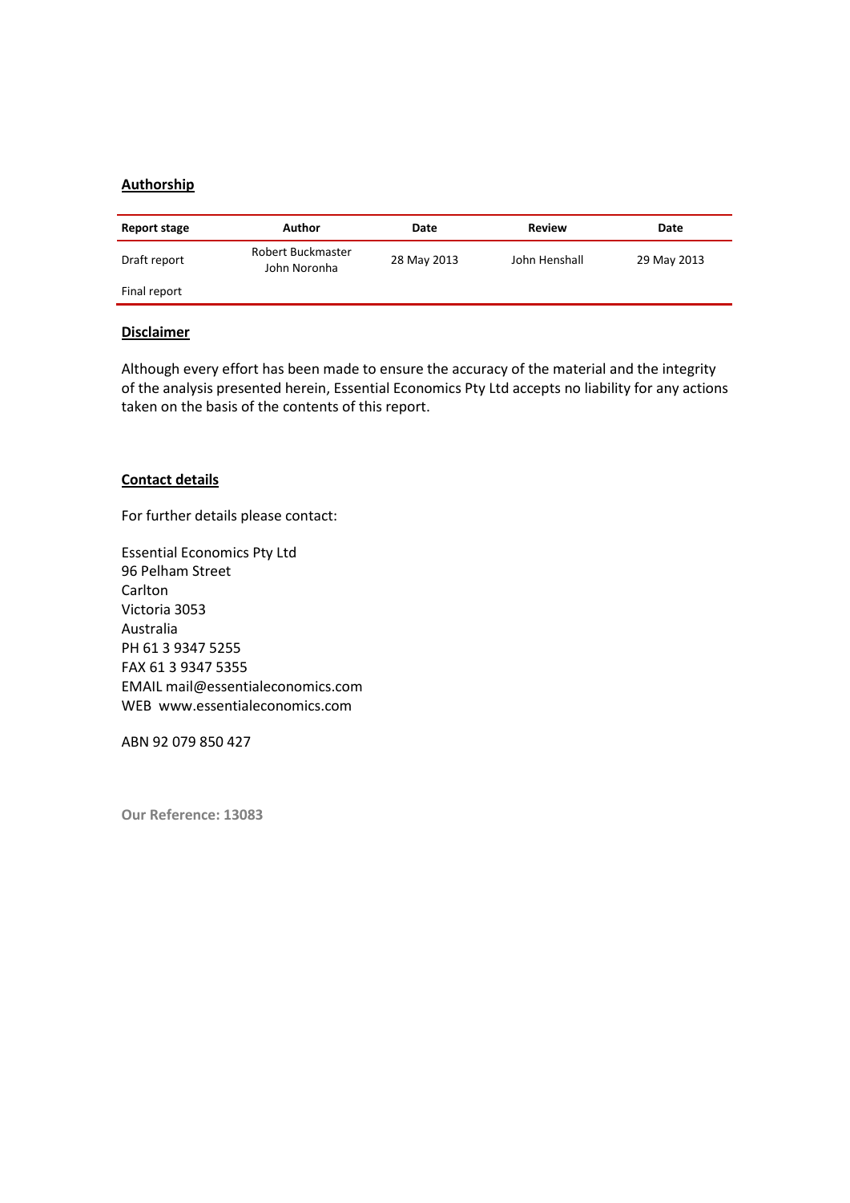**Authorship**

| Report stage | Author | Date | Review | Date |
|---|---|---|---|---|
| Draft report | Robert Buckmaster<br>John Noronha | 28 May 2013 | John Henshall | 29 May 2013 |
| Final report | | | | |

**Disclaimer**

Although every effort has been made to ensure the accuracy of the material and the integrity of the analysis presented herein, Essential Economics Pty Ltd accepts no liability for any actions taken on the basis of the contents of this report.

**Contact details**

For further details please contact:

Essential Economics Pty Ltd
96 Pelham Street
Carlton
Victoria 3053
Australia
PH 61 3 9347 5255
FAX 61 3 9347 5355
EMAIL mail@essentialeconomics.com
WEB www.essentialeconomics.com

ABN 92 079 850 427

**Our Reference: 13083**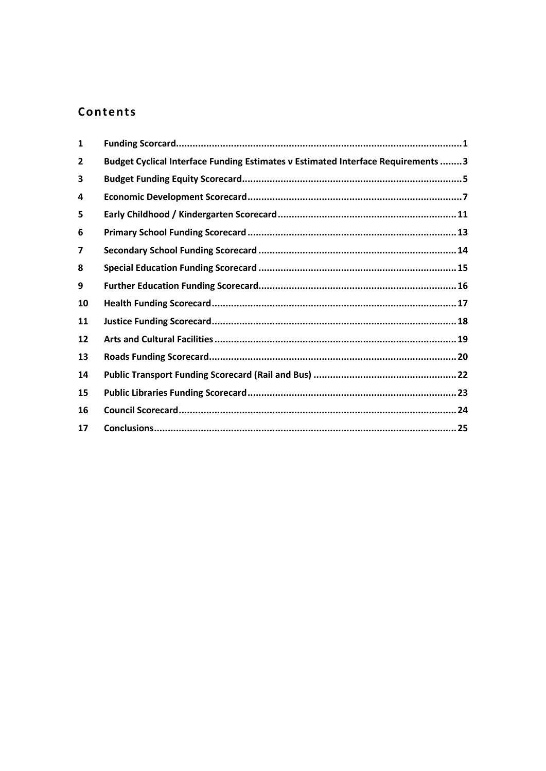# Contents

| | | |
|---|---|---|
| 1 | Funding Scorecard | 1 |
| 2 | Budget Cyclical Interface Funding Estimates v Estimated Interface Requirements | 3 |
| 3 | Budget Funding Equity Scorecard | 5 |
| 4 | Economic Development Scorecard | 7 |
| 5 | Early Childhood / Kindergarten Scorecard | 11 |
| 6 | Primary School Funding Scorecard | 13 |
| 7 | Secondary School Funding Scorecard | 14 |
| 8 | Special Education Funding Scorecard | 15 |
| 9 | Further Education Funding Scorecard | 16 |
| 10 | Health Funding Scorecard | 17 |
| 11 | Justice Funding Scorecard | 18 |
| 12 | Arts and Cultural Facilities | 19 |
| 13 | Roads Funding Scorecard | 20 |
| 14 | Public Transport Funding Scorecard (Rail and Bus) | 22 |
| 15 | Public Libraries Funding Scorecard | 23 |
| 16 | Council Scorecard | 24 |
| 17 | Conclusions | 25 |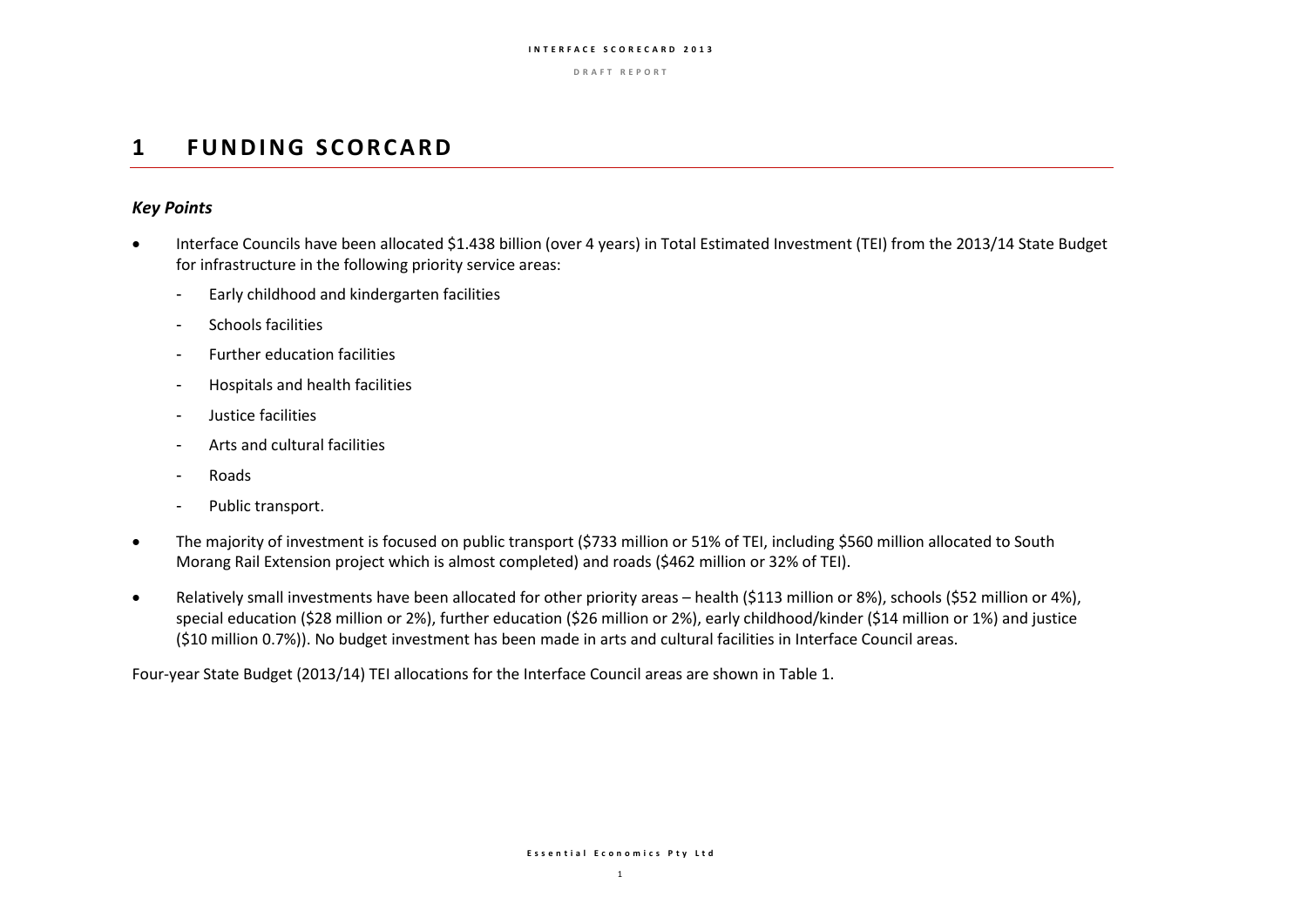# 1 FUNDING SCORCARD

### *Key Points*

- Interface Councils have been allocated $1.438 billion (over 4 years) in Total Estimated Investment (TEI) from the 2013/14 State Budget for infrastructure in the following priority service areas:
  - Early childhood and kindergarten facilities
  - Schools facilities
  - Further education facilities
  - Hospitals and health facilities
  - Justice facilities
  - Arts and cultural facilities
  - Roads
  - Public transport.
- The majority of investment is focused on public transport ($733 million or 51% of TEI, including $560 million allocated to South Morang Rail Extension project which is almost completed) and roads ($462 million or 32% of TEI).
- Relatively small investments have been allocated for other priority areas – health ($113 million or 8%), schools ($52 million or 4%), special education ($28 million or 2%), further education ($26 million or 2%), early childhood/kinder ($14 million or 1%) and justice ($10 million 0.7%)). No budget investment has been made in arts and cultural facilities in Interface Council areas.

Four-year State Budget (2013/14) TEI allocations for the Interface Council areas are shown in Table 1.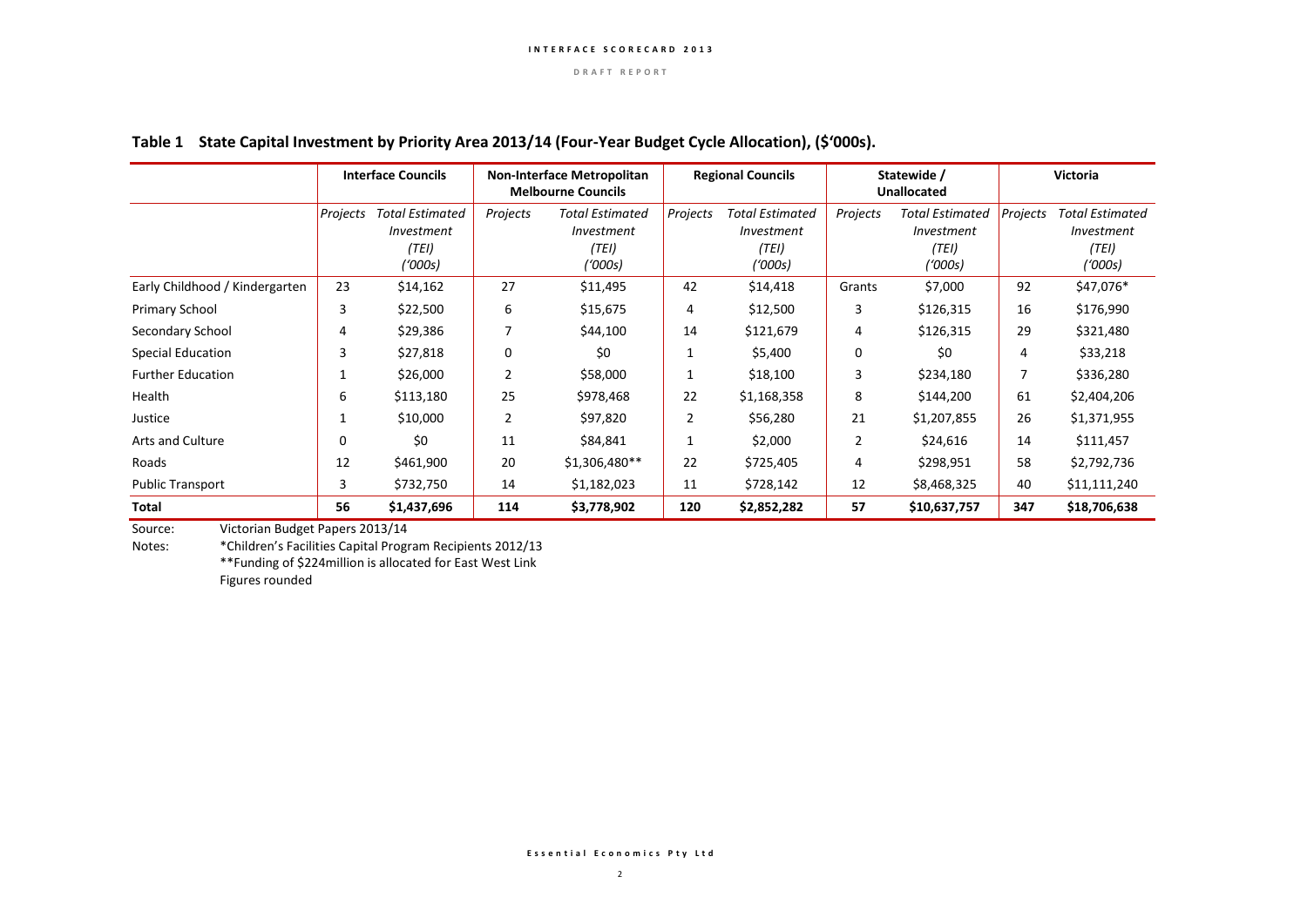## Table 1 State Capital Investment by Priority Area 2013/14 (Four-Year Budget Cycle Allocation), ($'000s).

| | Interface Councils | | Non-Interface Metropolitan Melbourne Councils | | Regional Councils | | Statewide / Unallocated | | Victoria | |
|---|---|---|---|---|---|---|---|---|---|---|
| | *Projects* | *Total Estimated Investment (TEI) ('000s)* | *Projects* | *Total Estimated Investment (TEI) ('000s)* | *Projects* | *Total Estimated Investment (TEI) ('000s)* | *Projects* | *Total Estimated Investment (TEI) ('000s)* | *Projects* | *Total Estimated Investment (TEI) ('000s)* |
| Early Childhood / Kindergarten | 23 | $14,162 | 27 | $11,495 | 42 | $14,418 | Grants | $7,000 | 92 | $47,076* |
| Primary School | 3 | $22,500 | 6 | $15,675 | 4 | $12,500 | 3 | $126,315 | 16 | $176,990 |
| Secondary School | 4 | $29,386 | 7 | $44,100 | 14 | $121,679 | 4 | $126,315 | 29 | $321,480 |
| Special Education | 3 | $27,818 | 0 | $0 | 1 | $5,400 | 0 | $0 | 4 | $33,218 |
| Further Education | 1 | $26,000 | 2 | $58,000 | 1 | $18,100 | 3 | $234,180 | 7 | $336,280 |
| Health | 6 | $113,180 | 25 | $978,468 | 22 | $1,168,358 | 8 | $144,200 | 61 | $2,404,206 |
| Justice | 1 | $10,000 | 2 | $97,820 | 2 | $56,280 | 21 | $1,207,855 | 26 | $1,371,955 |
| Arts and Culture | 0 | $0 | 11 | $84,841 | 1 | $2,000 | 2 | $24,616 | 14 | $111,457 |
| Roads | 12 | $461,900 | 20 | $1,306,480** | 22 | $725,405 | 4 | $298,951 | 58 | $2,792,736 |
| Public Transport | 3 | $732,750 | 14 | $1,182,023 | 11 | $728,142 | 12 | $8,468,325 | 40 | $11,111,240 |
| **Total** | **56** | **$1,437,696** | **114** | **$3,778,902** | **120** | **$2,852,282** | **57** | **$10,637,757** | **347** | **$18,706,638** |

Source: Victorian Budget Papers 2013/14

Notes: *Children's Facilities Capital Program Recipients 2012/13

**Funding of $224million is allocated for East West Link

Figures rounded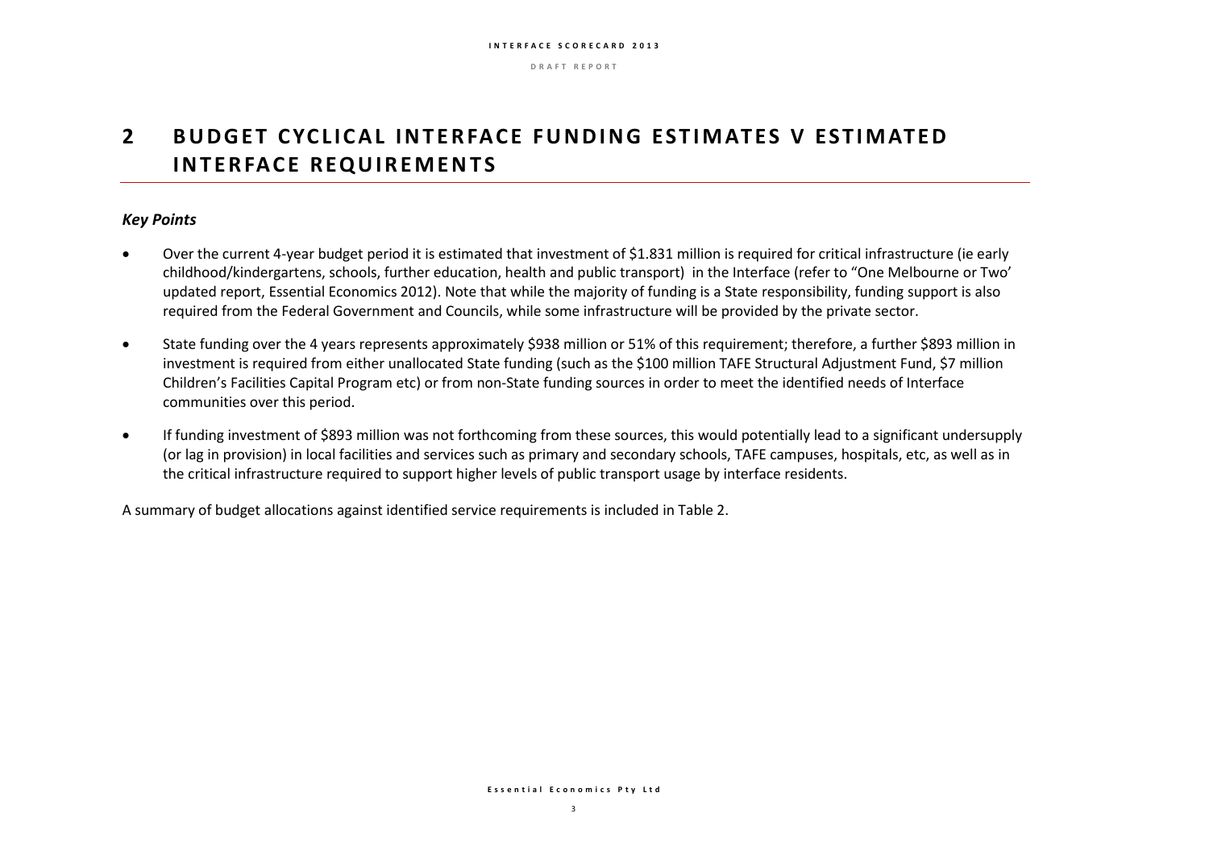# 2 BUDGET CYCLICAL INTERFACE FUNDING ESTIMATES V ESTIMATED INTERFACE REQUIREMENTS

### *Key Points*

- Over the current 4-year budget period it is estimated that investment of $1.831 million is required for critical infrastructure (ie early childhood/kindergartens, schools, further education, health and public transport) in the Interface (refer to "One Melbourne or Two' updated report, Essential Economics 2012). Note that while the majority of funding is a State responsibility, funding support is also required from the Federal Government and Councils, while some infrastructure will be provided by the private sector.
- State funding over the 4 years represents approximately $938 million or 51% of this requirement; therefore, a further $893 million in investment is required from either unallocated State funding (such as the $100 million TAFE Structural Adjustment Fund, $7 million Children's Facilities Capital Program etc) or from non-State funding sources in order to meet the identified needs of Interface communities over this period.
- If funding investment of $893 million was not forthcoming from these sources, this would potentially lead to a significant undersupply (or lag in provision) in local facilities and services such as primary and secondary schools, TAFE campuses, hospitals, etc, as well as in the critical infrastructure required to support higher levels of public transport usage by interface residents.

A summary of budget allocations against identified service requirements is included in Table 2.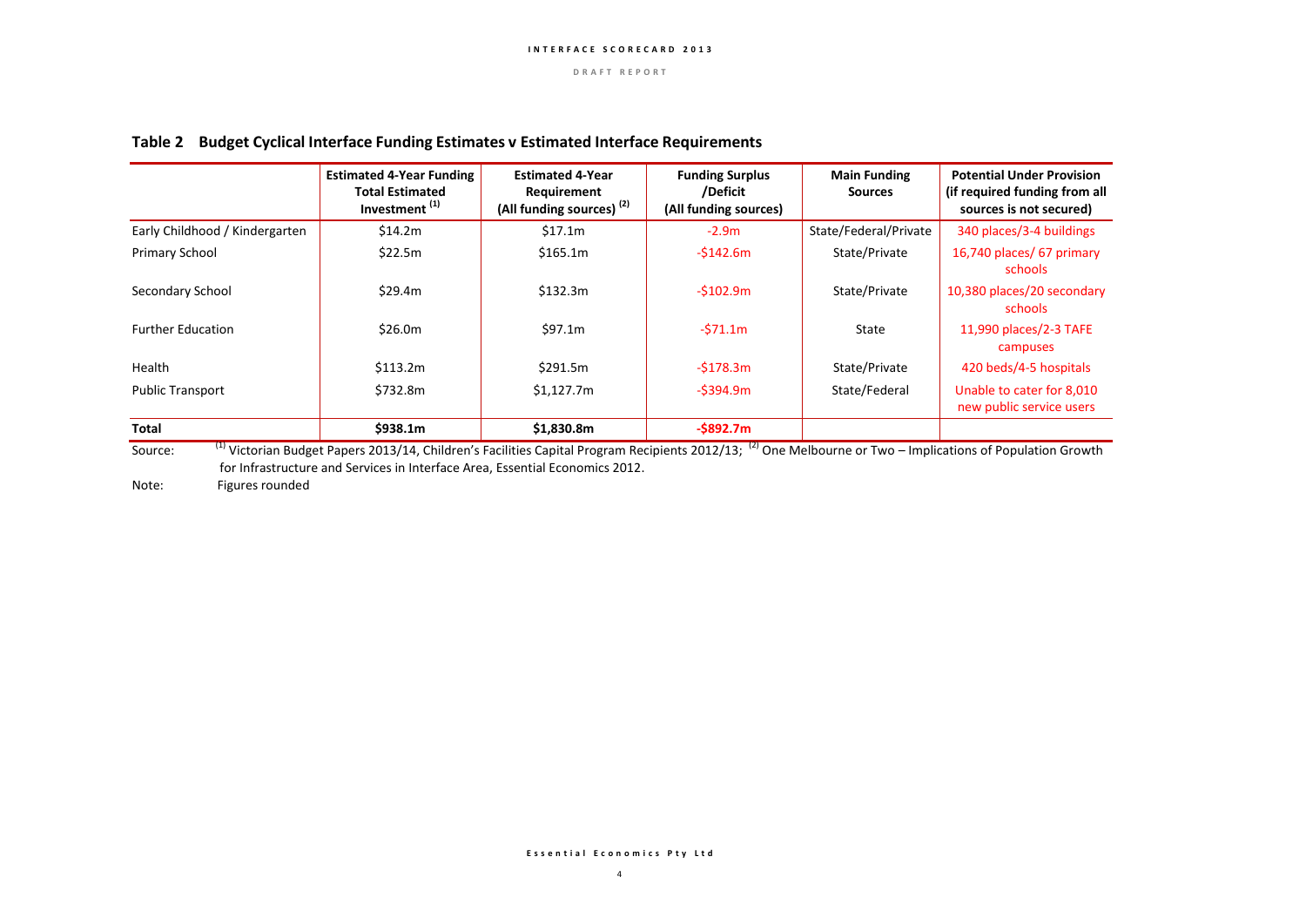## Table 2 Budget Cyclical Interface Funding Estimates v Estimated Interface Requirements

| | Estimated 4-Year Funding Total Estimated Investment [(1)] | Estimated 4-Year Requirement (All funding sources) [(2)] | Funding Surplus /Deficit (All funding sources) | Main Funding Sources | Potential Under Provision (if required funding from all sources is not secured) |
|---|---|---|---|---|---|
| Early Childhood / Kindergarten | $14.2m | $17.1m | -2.9m | State/Federal/Private | 340 places/3-4 buildings |
| Primary School | $22.5m | $165.1m | -$142.6m | State/Private | 16,740 places/ 67 primary schools |
| Secondary School | $29.4m | $132.3m | -$102.9m | State/Private | 10,380 places/20 secondary schools |
| Further Education | $26.0m | $97.1m | -$71.1m | State | 11,990 places/2-3 TAFE campuses |
| Health | $113.2m | $291.5m | -$178.3m | State/Private | 420 beds/4-5 hospitals |
| Public Transport | $732.8m | $1,127.7m | -$394.9m | State/Federal | Unable to cater for 8,010 new public service users |
| **Total** | **$938.1m** | **$1,830.8m** | **-$892.7m** | | |

Source: [(1)] Victorian Budget Papers 2013/14, Children's Facilities Capital Program Recipients 2012/13; [(2)] One Melbourne or Two – Implications of Population Growth for Infrastructure and Services in Interface Area, Essential Economics 2012.

Note: Figures rounded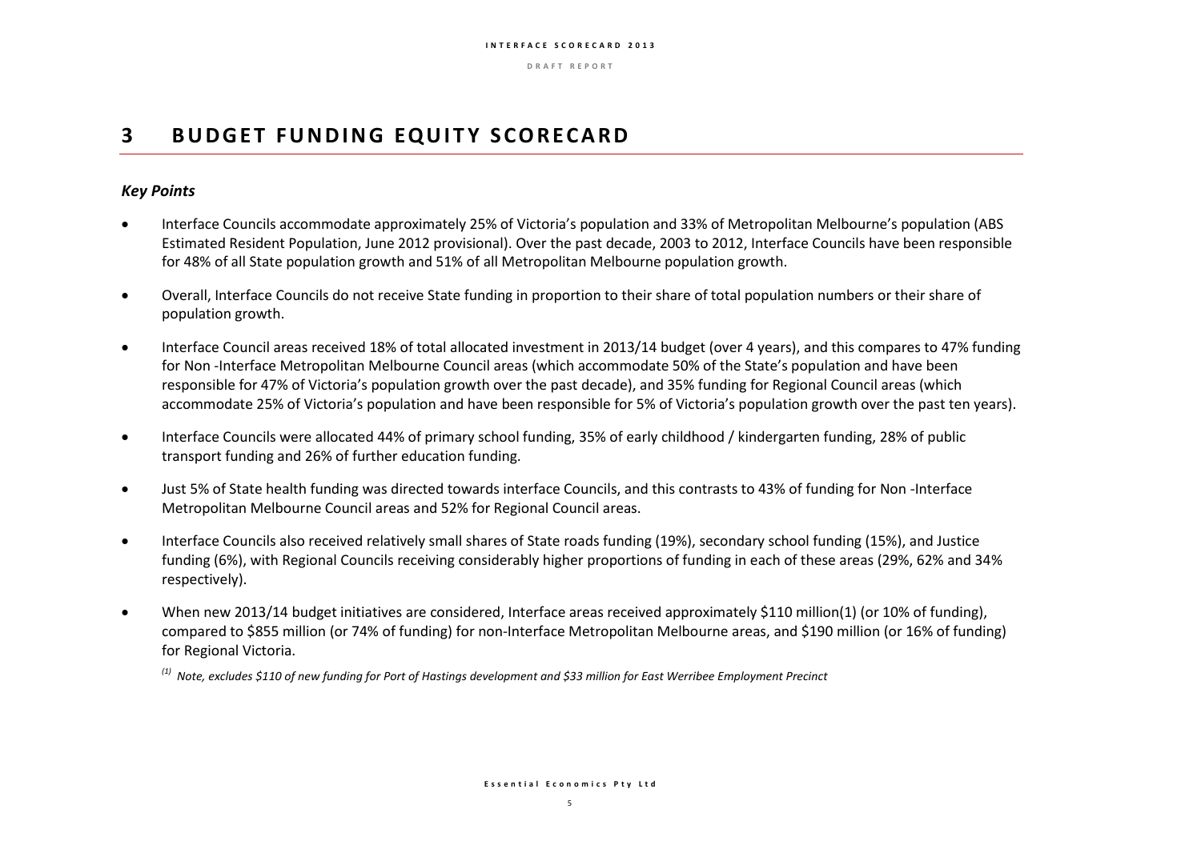# 3 BUDGET FUNDING EQUITY SCORECARD

### *Key Points*

- Interface Councils accommodate approximately 25% of Victoria's population and 33% of Metropolitan Melbourne's population (ABS Estimated Resident Population, June 2012 provisional). Over the past decade, 2003 to 2012, Interface Councils have been responsible for 48% of all State population growth and 51% of all Metropolitan Melbourne population growth.

- Overall, Interface Councils do not receive State funding in proportion to their share of total population numbers or their share of population growth.

- Interface Council areas received 18% of total allocated investment in 2013/14 budget (over 4 years), and this compares to 47% funding for Non -Interface Metropolitan Melbourne Council areas (which accommodate 50% of the State's population and have been responsible for 47% of Victoria's population growth over the past decade), and 35% funding for Regional Council areas (which accommodate 25% of Victoria's population and have been responsible for 5% of Victoria's population growth over the past ten years).

- Interface Councils were allocated 44% of primary school funding, 35% of early childhood / kindergarten funding, 28% of public transport funding and 26% of further education funding.

- Just 5% of State health funding was directed towards interface Councils, and this contrasts to 43% of funding for Non -Interface Metropolitan Melbourne Council areas and 52% for Regional Council areas.

- Interface Councils also received relatively small shares of State roads funding (19%), secondary school funding (15%), and Justice funding (6%), with Regional Councils receiving considerably higher proportions of funding in each of these areas (29%, 62% and 34% respectively).

- When new 2013/14 budget initiatives are considered, Interface areas received approximately $110 million(1) (or 10% of funding), compared to $855 million (or 74% of funding) for non-Interface Metropolitan Melbourne areas, and $190 million (or 16% of funding) for Regional Victoria.

  *[(1)] Note, excludes $110 of new funding for Port of Hastings development and $33 million for East Werribee Employment Precinct*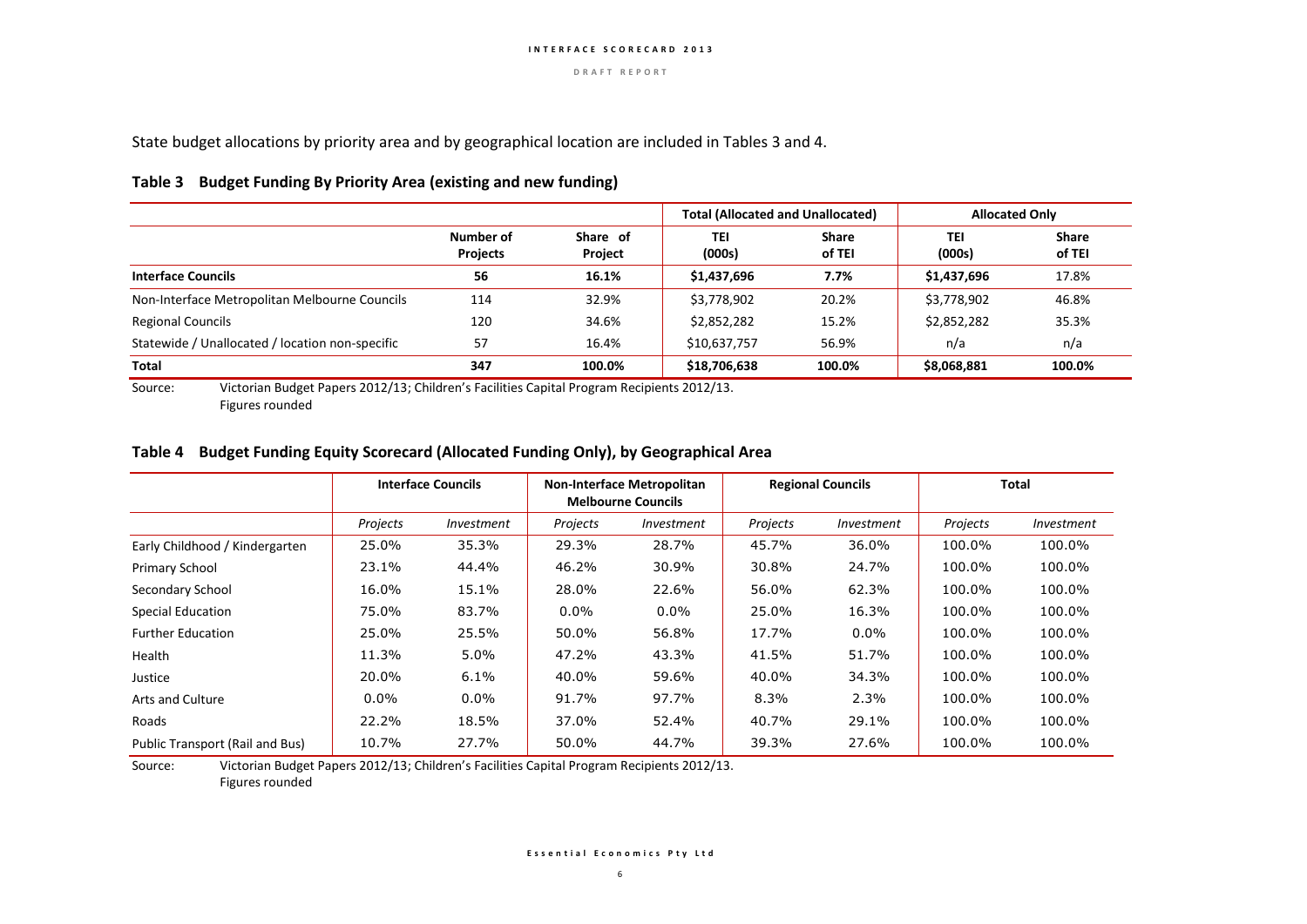State budget allocations by priority area and by geographical location are included in Tables 3 and 4.

**Table 3 Budget Funding By Priority Area (existing and new funding)**

| | | | Total (Allocated and Unallocated) | | Allocated Only | |
|---|---|---|---|---|---|---|
| | Number of Projects | Share of Project | TEI (000s) | Share of TEI | TEI (000s) | Share of TEI |
| **Interface Councils** | **56** | **16.1%** | **$1,437,696** | **7.7%** | **$1,437,696** | 17.8% |
| Non-Interface Metropolitan Melbourne Councils | 114 | 32.9% | $3,778,902 | 20.2% | $3,778,902 | 46.8% |
| Regional Councils | 120 | 34.6% | $2,852,282 | 15.2% | $2,852,282 | 35.3% |
| Statewide / Unallocated / location non-specific | 57 | 16.4% | $10,637,757 | 56.9% | n/a | n/a |
| **Total** | **347** | **100.0%** | **$18,706,638** | **100.0%** | **$8,068,881** | **100.0%** |

Source: Victorian Budget Papers 2012/13; Children's Facilities Capital Program Recipients 2012/13.
Figures rounded

**Table 4 Budget Funding Equity Scorecard (Allocated Funding Only), by Geographical Area**

| | Interface Councils | | Non-Interface Metropolitan Melbourne Councils | | Regional Councils | | Total | |
|---|---|---|---|---|---|---|---|---|
| | *Projects* | *Investment* | *Projects* | *Investment* | *Projects* | *Investment* | *Projects* | *Investment* |
| Early Childhood / Kindergarten | 25.0% | 35.3% | 29.3% | 28.7% | 45.7% | 36.0% | 100.0% | 100.0% |
| Primary School | 23.1% | 44.4% | 46.2% | 30.9% | 30.8% | 24.7% | 100.0% | 100.0% |
| Secondary School | 16.0% | 15.1% | 28.0% | 22.6% | 56.0% | 62.3% | 100.0% | 100.0% |
| Special Education | 75.0% | 83.7% | 0.0% | 0.0% | 25.0% | 16.3% | 100.0% | 100.0% |
| Further Education | 25.0% | 25.5% | 50.0% | 56.8% | 17.7% | 0.0% | 100.0% | 100.0% |
| Health | 11.3% | 5.0% | 47.2% | 43.3% | 41.5% | 51.7% | 100.0% | 100.0% |
| Justice | 20.0% | 6.1% | 40.0% | 59.6% | 40.0% | 34.3% | 100.0% | 100.0% |
| Arts and Culture | 0.0% | 0.0% | 91.7% | 97.7% | 8.3% | 2.3% | 100.0% | 100.0% |
| Roads | 22.2% | 18.5% | 37.0% | 52.4% | 40.7% | 29.1% | 100.0% | 100.0% |
| Public Transport (Rail and Bus) | 10.7% | 27.7% | 50.0% | 44.7% | 39.3% | 27.6% | 100.0% | 100.0% |

Source: Victorian Budget Papers 2012/13; Children's Facilities Capital Program Recipients 2012/13.
Figures rounded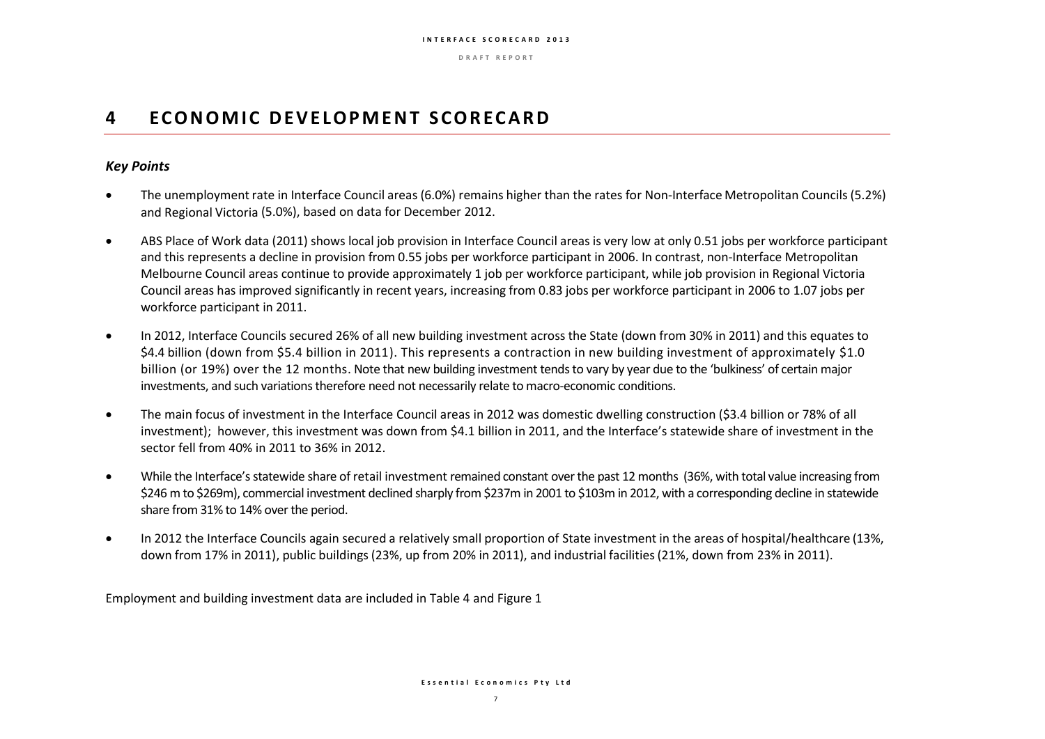# 4 ECONOMIC DEVELOPMENT SCORECARD

## *Key Points*

- The unemployment rate in Interface Council areas (6.0%) remains higher than the rates for Non-Interface Metropolitan Councils (5.2%) and Regional Victoria (5.0%), based on data for December 2012.
- ABS Place of Work data (2011) shows local job provision in Interface Council areas is very low at only 0.51 jobs per workforce participant and this represents a decline in provision from 0.55 jobs per workforce participant in 2006. In contrast, non-Interface Metropolitan Melbourne Council areas continue to provide approximately 1 job per workforce participant, while job provision in Regional Victoria Council areas has improved significantly in recent years, increasing from 0.83 jobs per workforce participant in 2006 to 1.07 jobs per workforce participant in 2011.
- In 2012, Interface Councils secured 26% of all new building investment across the State (down from 30% in 2011) and this equates to $4.4 billion (down from $5.4 billion in 2011). This represents a contraction in new building investment of approximately $1.0 billion (or 19%) over the 12 months. Note that new building investment tends to vary by year due to the 'bulkiness' of certain major investments, and such variations therefore need not necessarily relate to macro-economic conditions.
- The main focus of investment in the Interface Council areas in 2012 was domestic dwelling construction ($3.4 billion or 78% of all investment); however, this investment was down from $4.1 billion in 2011, and the Interface's statewide share of investment in the sector fell from 40% in 2011 to 36% in 2012.
- While the Interface's statewide share of retail investment remained constant over the past 12 months (36%, with total value increasing from $246 m to $269m), commercial investment declined sharply from $237m in 2001 to $103m in 2012, with a corresponding decline in statewide share from 31% to 14% over the period.
- In 2012 the Interface Councils again secured a relatively small proportion of State investment in the areas of hospital/healthcare (13%, down from 17% in 2011), public buildings (23%, up from 20% in 2011), and industrial facilities (21%, down from 23% in 2011).

Employment and building investment data are included in Table 4 and Figure 1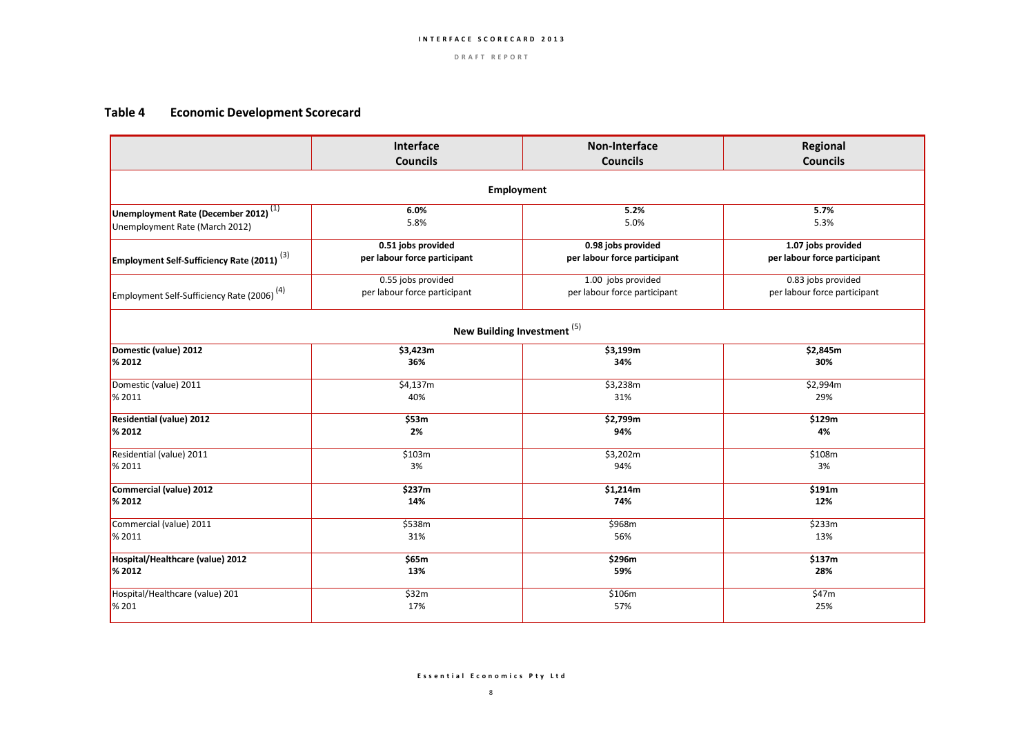## Table 4 Economic Development Scorecard

| | Interface Councils | Non-Interface Councils | Regional Councils |
|---|---|---|---|
| **Employment** | | | |
| **Unemployment Rate (December 2012)** [1] | **6.0%** | **5.2%** | **5.7%** |
| Unemployment Rate (March 2012) | 5.8% | 5.0% | 5.3% |
| **Employment Self-Sufficiency Rate (2011)** [3] | **0.51 jobs provided per labour force participant** | **0.98 jobs provided per labour force participant** | **1.07 jobs provided per labour force participant** |
| Employment Self-Sufficiency Rate (2006) [4] | 0.55 jobs provided per labour force participant | 1.00 jobs provided per labour force participant | 0.83 jobs provided per labour force participant |
| **New Building Investment** [5] | | | |
| **Domestic (value) 2012** | **$3,423m** | **$3,199m** | **$2,845m** |
| **% 2012** | **36%** | **34%** | **30%** |
| Domestic (value) 2011 | $4,137m | $3,238m | $2,994m |
| % 2011 | 40% | 31% | 29% |
| **Residential (value) 2012** | **$53m** | **$2,799m** | **$129m** |
| **% 2012** | **2%** | **94%** | **4%** |
| Residential (value) 2011 | $103m | $3,202m | $108m |
| % 2011 | 3% | 94% | 3% |
| **Commercial (value) 2012** | **$237m** | **$1,214m** | **$191m** |
| **% 2012** | **14%** | **74%** | **12%** |
| Commercial (value) 2011 | $538m | $968m | $233m |
| % 2011 | 31% | 56% | 13% |
| **Hospital/Healthcare (value) 2012** | **$65m** | **$296m** | **$137m** |
| **% 2012** | **13%** | **59%** | **28%** |
| Hospital/Healthcare (value) 201 | $32m | $106m | $47m |
| % 201 | 17% | 57% | 25% |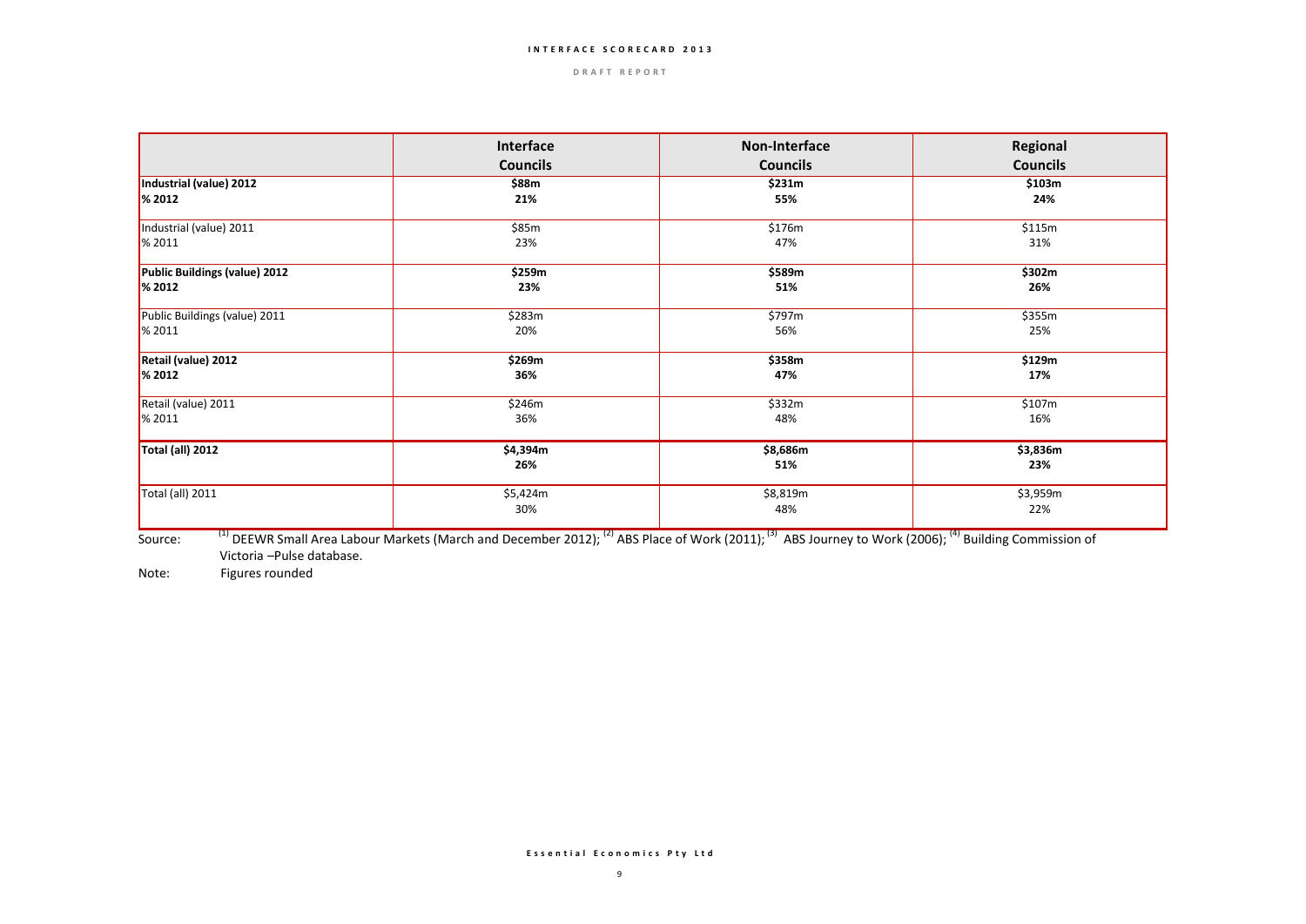| | Interface Councils | Non-Interface Councils | Regional Councils |
|---|---|---|---|
| **Industrial (value) 2012** | **$88m** | **$231m** | **$103m** |
| **% 2012** | **21%** | **55%** | **24%** |
| Industrial (value) 2011 | $85m | $176m | $115m |
| % 2011 | 23% | 47% | 31% |
| **Public Buildings (value) 2012** | **$259m** | **$589m** | **$302m** |
| **% 2012** | **23%** | **51%** | **26%** |
| Public Buildings (value) 2011 | $283m | $797m | $355m |
| % 2011 | 20% | 56% | 25% |
| **Retail (value) 2012** | **$269m** | **$358m** | **$129m** |
| **% 2012** | **36%** | **47%** | **17%** |
| Retail (value) 2011 | $246m | $332m | $107m |
| % 2011 | 36% | 48% | 16% |
| **Total (all) 2012** | **$4,394m** | **$8,686m** | **$3,836m** |
| | **26%** | **51%** | **23%** |
| Total (all) 2011 | $5,424m | $8,819m | $3,959m |
| | 30% | 48% | 22% |

Source: [1] DEEWR Small Area Labour Markets (March and December 2012); [2] ABS Place of Work (2011); [3] ABS Journey to Work (2006); [4] Building Commission of Victoria –Pulse database.

Note: Figures rounded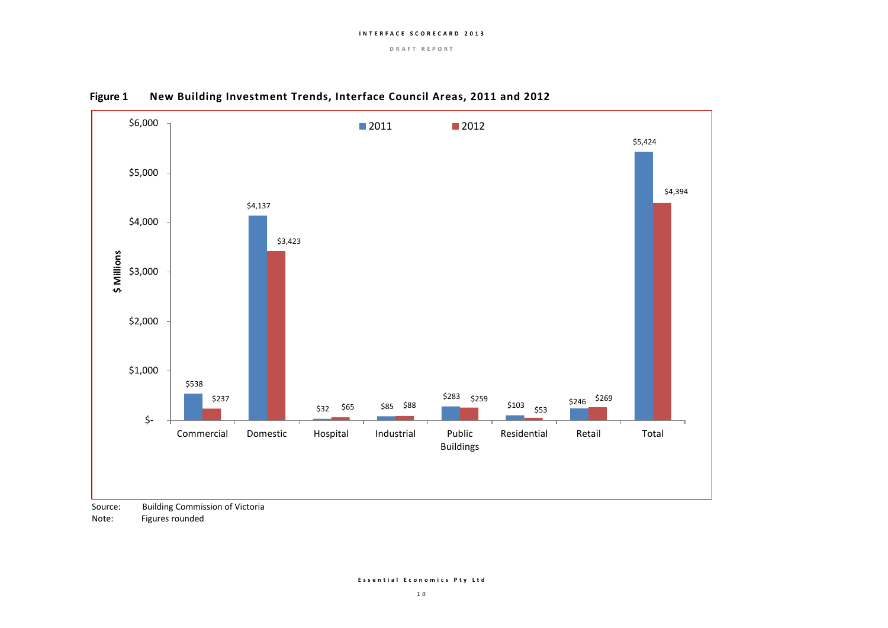**Figure 1 New Building Investment Trends, Interface Council Areas, 2011 and 2012**

| $ Millions | 2011 | 2012 |
|---|---|---|
| Commercial | $538 | $237 |
| Domestic | $4,137 | $3,423 |
| Hospital | $32 | $65 |
| Industrial | $85 | $88 |
| Public Buildings | $283 | $259 |
| Residential | $103 | $53 |
| Retail | $246 | $269 |
| Total | $5,424 | $4,394 |

Source: Building Commission of Victoria

Note: Figures rounded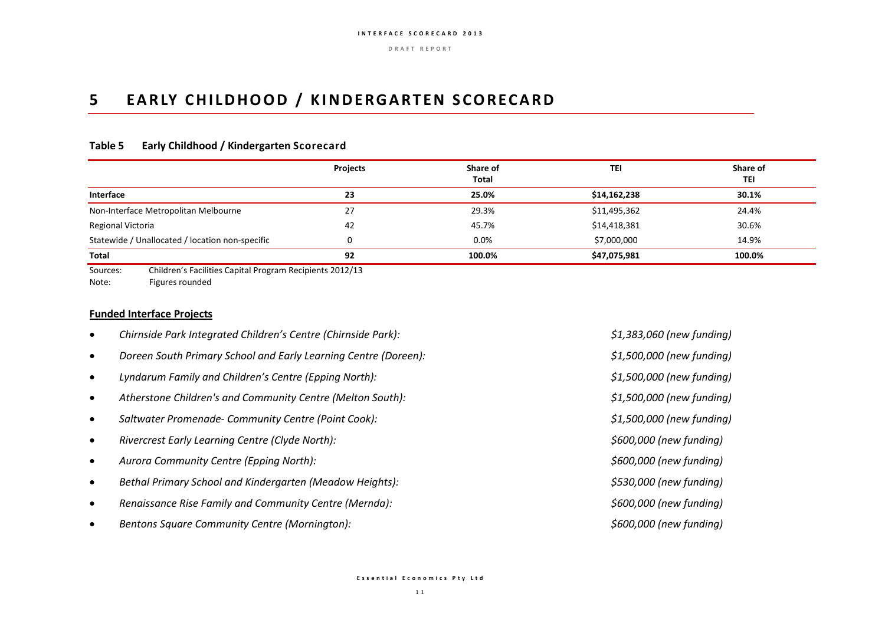# 5 EARLY CHILDHOOD / KINDERGARTEN SCORECARD

**Table 5 Early Childhood / Kindergarten Scorecard**

| | Projects | Share of Total | TEI | Share of TEI |
|---|---|---|---|---|
| **Interface** | **23** | **25.0%** | **$14,162,238** | **30.1%** |
| Non-Interface Metropolitan Melbourne | 27 | 29.3% | $11,495,362 | 24.4% |
| Regional Victoria | 42 | 45.7% | $14,418,381 | 30.6% |
| Statewide / Unallocated / location non-specific | 0 | 0.0% | $7,000,000 | 14.9% |
| **Total** | **92** | **100.0%** | **$47,075,981** | **100.0%** |

Sources: Children's Facilities Capital Program Recipients 2012/13
Note: Figures rounded

**Funded Interface Projects**

- *Chirnside Park Integrated Children's Centre (Chirnside Park): $1,383,060 (new funding)*
- *Doreen South Primary School and Early Learning Centre (Doreen): $1,500,000 (new funding)*
- *Lyndarum Family and Children's Centre (Epping North): $1,500,000 (new funding)*
- *Atherstone Children's and Community Centre (Melton South): $1,500,000 (new funding)*
- *Saltwater Promenade- Community Centre (Point Cook): $1,500,000 (new funding)*
- *Rivercrest Early Learning Centre (Clyde North): $600,000 (new funding)*
- *Aurora Community Centre (Epping North): $600,000 (new funding)*
- *Bethal Primary School and Kindergarten (Meadow Heights): $530,000 (new funding)*
- *Renaissance Rise Family and Community Centre (Mernda): $600,000 (new funding)*
- *Bentons Square Community Centre (Mornington): $600,000 (new funding)*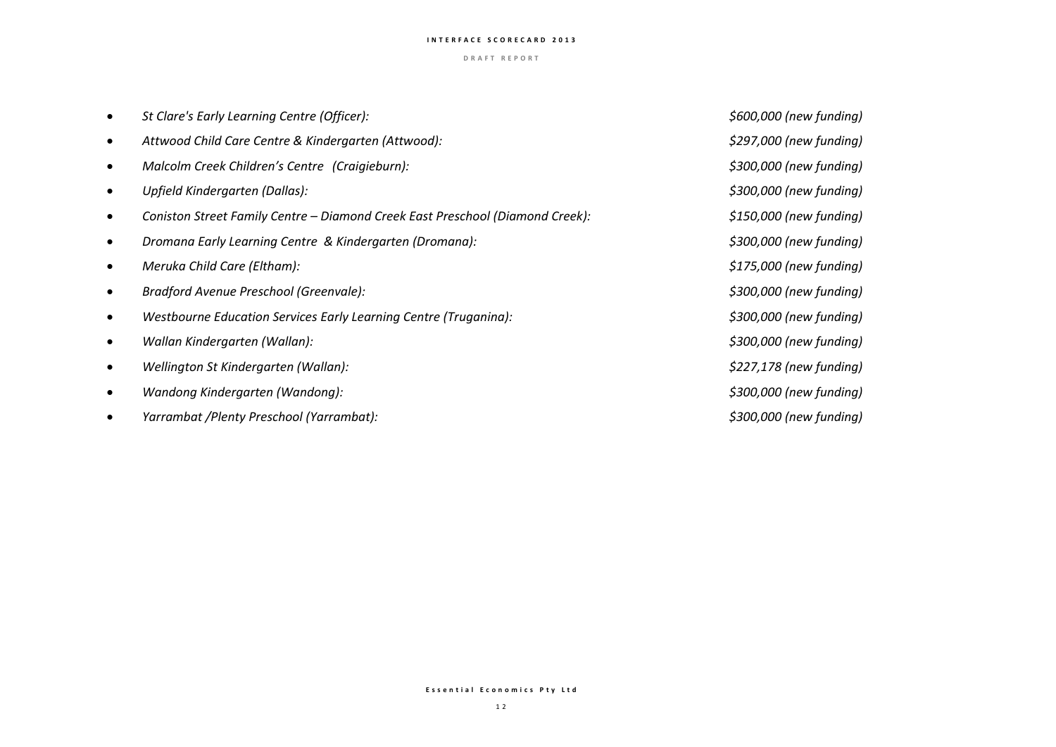- *St Clare's Early Learning Centre (Officer): $600,000 (new funding)*
- *Attwood Child Care Centre & Kindergarten (Attwood): $297,000 (new funding)*
- *Malcolm Creek Children's Centre (Craigieburn): $300,000 (new funding)*
- *Upfield Kindergarten (Dallas): $300,000 (new funding)*
- *Coniston Street Family Centre – Diamond Creek East Preschool (Diamond Creek): $150,000 (new funding)*
- *Dromana Early Learning Centre & Kindergarten (Dromana): $300,000 (new funding)*
- *Meruka Child Care (Eltham): $175,000 (new funding)*
- *Bradford Avenue Preschool (Greenvale): $300,000 (new funding)*
- *Westbourne Education Services Early Learning Centre (Truganina): $300,000 (new funding)*
- *Wallan Kindergarten (Wallan): $300,000 (new funding)*
- *Wellington St Kindergarten (Wallan): $227,178 (new funding)*
- *Wandong Kindergarten (Wandong): $300,000 (new funding)*
- *Yarrambat /Plenty Preschool (Yarrambat): $300,000 (new funding)*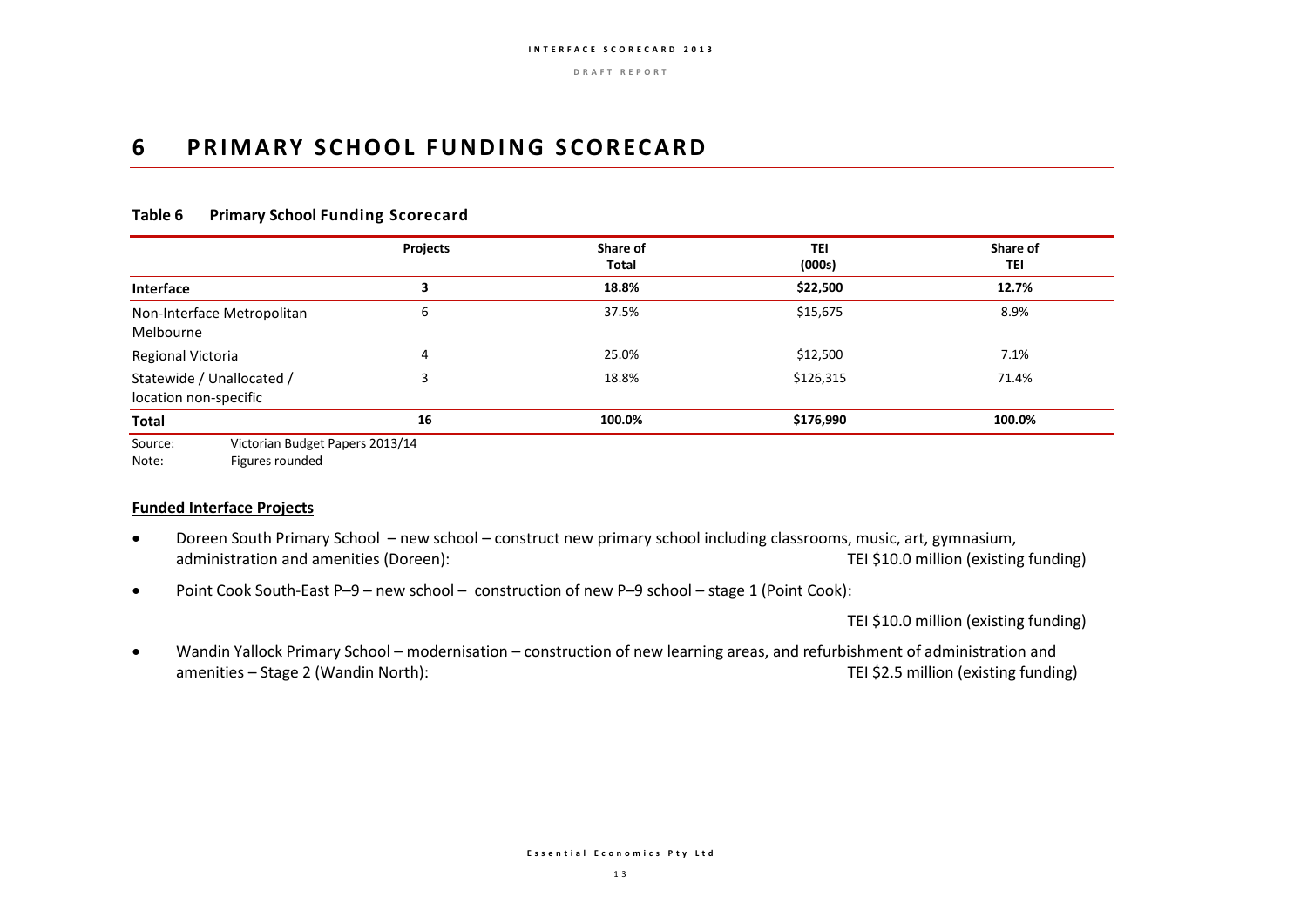# 6 PRIMARY SCHOOL FUNDING SCORECARD

**Table 6 Primary School Funding Scorecard**

| | Projects | Share of Total | TEI (000s) | Share of TEI |
|---|---|---|---|---|
| **Interface** | **3** | **18.8%** | **$22,500** | **12.7%** |
| Non-Interface Metropolitan Melbourne | 6 | 37.5% | $15,675 | 8.9% |
| Regional Victoria | 4 | 25.0% | $12,500 | 7.1% |
| Statewide / Unallocated / location non-specific | 3 | 18.8% | $126,315 | 71.4% |
| **Total** | **16** | **100.0%** | **$176,990** | **100.0%** |

Source: Victorian Budget Papers 2013/14
Note: Figures rounded

**Funded Interface Projects**

- Doreen South Primary School – new school – construct new primary school including classrooms, music, art, gymnasium, administration and amenities (Doreen): TEI $10.0 million (existing funding)
- Point Cook South-East P–9 – new school – construction of new P–9 school – stage 1 (Point Cook): TEI $10.0 million (existing funding)
- Wandin Yallock Primary School – modernisation – construction of new learning areas, and refurbishment of administration and amenities – Stage 2 (Wandin North): TEI $2.5 million (existing funding)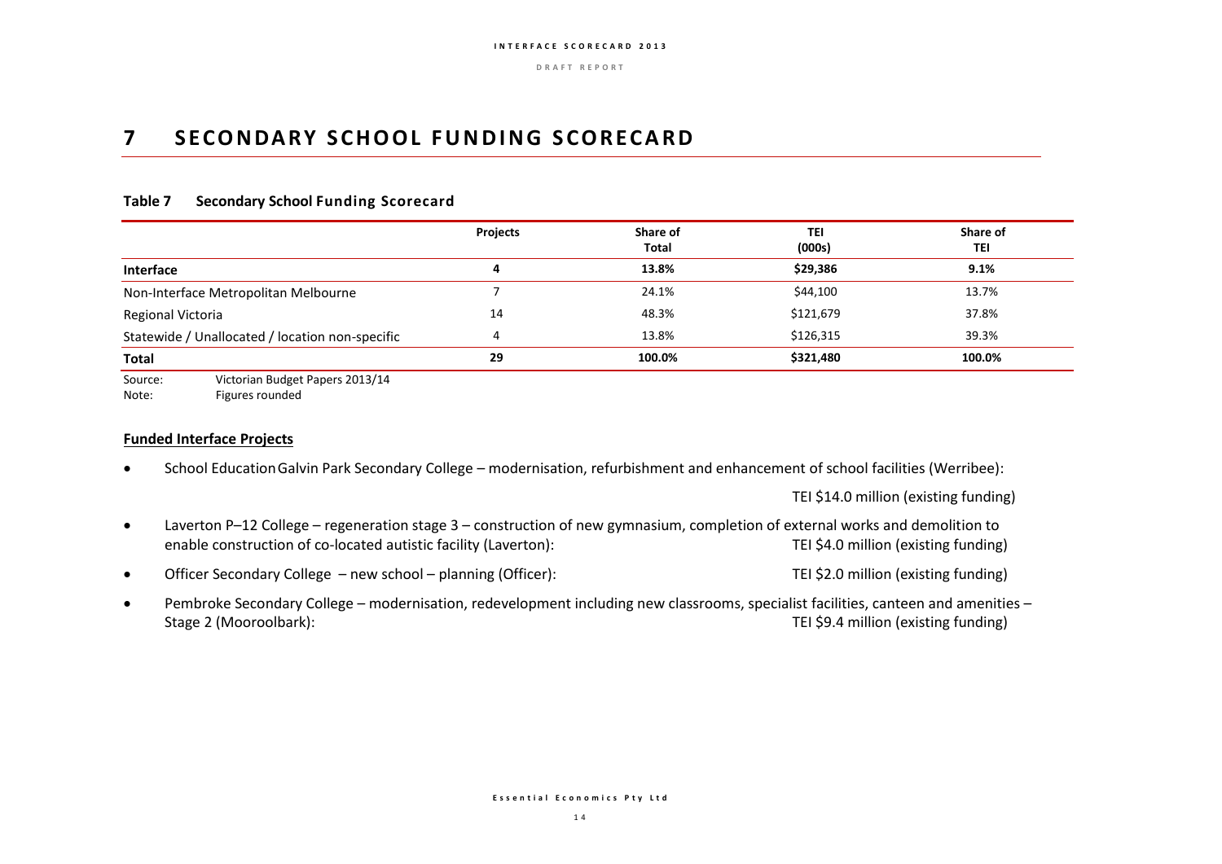# 7 SECONDARY SCHOOL FUNDING SCORECARD

**Table 7 Secondary School Funding Scorecard**

| | Projects | Share of Total | TEI (000s) | Share of TEI |
|---|---|---|---|---|
| **Interface** | **4** | **13.8%** | **$29,386** | **9.1%** |
| Non-Interface Metropolitan Melbourne | 7 | 24.1% | $44,100 | 13.7% |
| Regional Victoria | 14 | 48.3% | $121,679 | 37.8% |
| Statewide / Unallocated / location non-specific | 4 | 13.8% | $126,315 | 39.3% |
| **Total** | **29** | **100.0%** | **$321,480** | **100.0%** |

Source: Victorian Budget Papers 2013/14
Note: Figures rounded

**Funded Interface Projects**

- School EducationGalvin Park Secondary College – modernisation, refurbishment and enhancement of school facilities (Werribee): TEI $14.0 million (existing funding)
- Laverton P–12 College – regeneration stage 3 – construction of new gymnasium, completion of external works and demolition to enable construction of co-located autistic facility (Laverton): TEI $4.0 million (existing funding)
- Officer Secondary College – new school – planning (Officer): TEI $2.0 million (existing funding)
- Pembroke Secondary College – modernisation, redevelopment including new classrooms, specialist facilities, canteen and amenities – Stage 2 (Mooroolbark): TEI $9.4 million (existing funding)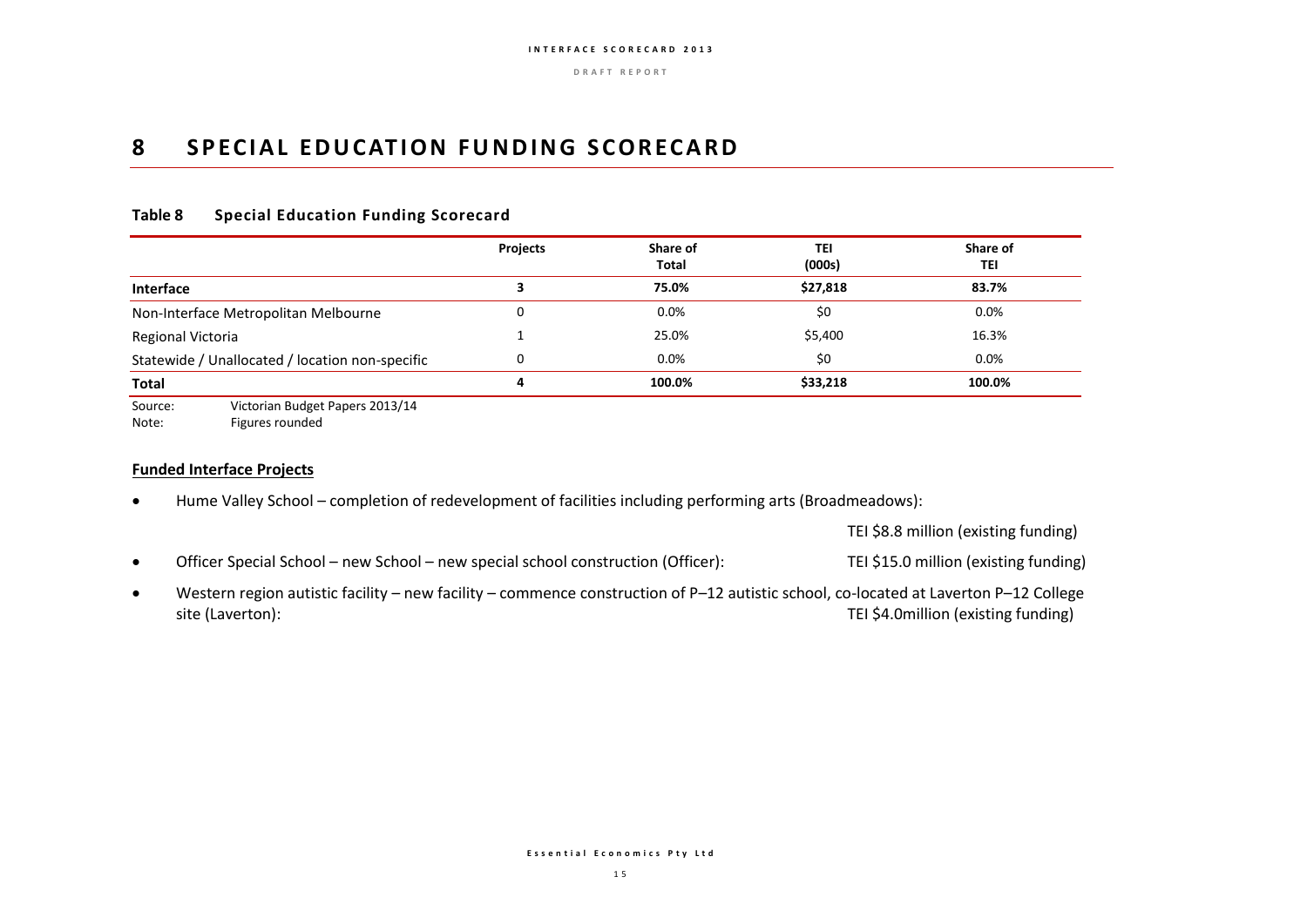# 8 SPECIAL EDUCATION FUNDING SCORECARD

### Table 8 Special Education Funding Scorecard

| | Projects | Share of Total | TEI (000s) | Share of TEI |
|---|---|---|---|---|
| **Interface** | **3** | **75.0%** | **$27,818** | **83.7%** |
| Non-Interface Metropolitan Melbourne | 0 | 0.0% | $0 | 0.0% |
| Regional Victoria | 1 | 25.0% | $5,400 | 16.3% |
| Statewide / Unallocated / location non-specific | 0 | 0.0% | $0 | 0.0% |
| **Total** | **4** | **100.0%** | **$33,218** | **100.0%** |

Source: Victorian Budget Papers 2013/14
Note: Figures rounded

**Funded Interface Projects**

- Hume Valley School – completion of redevelopment of facilities including performing arts (Broadmeadows): TEI $8.8 million (existing funding)
- Officer Special School – new School – new special school construction (Officer): TEI $15.0 million (existing funding)
- Western region autistic facility – new facility – commence construction of P–12 autistic school, co-located at Laverton P–12 College site (Laverton): TEI $4.0million (existing funding)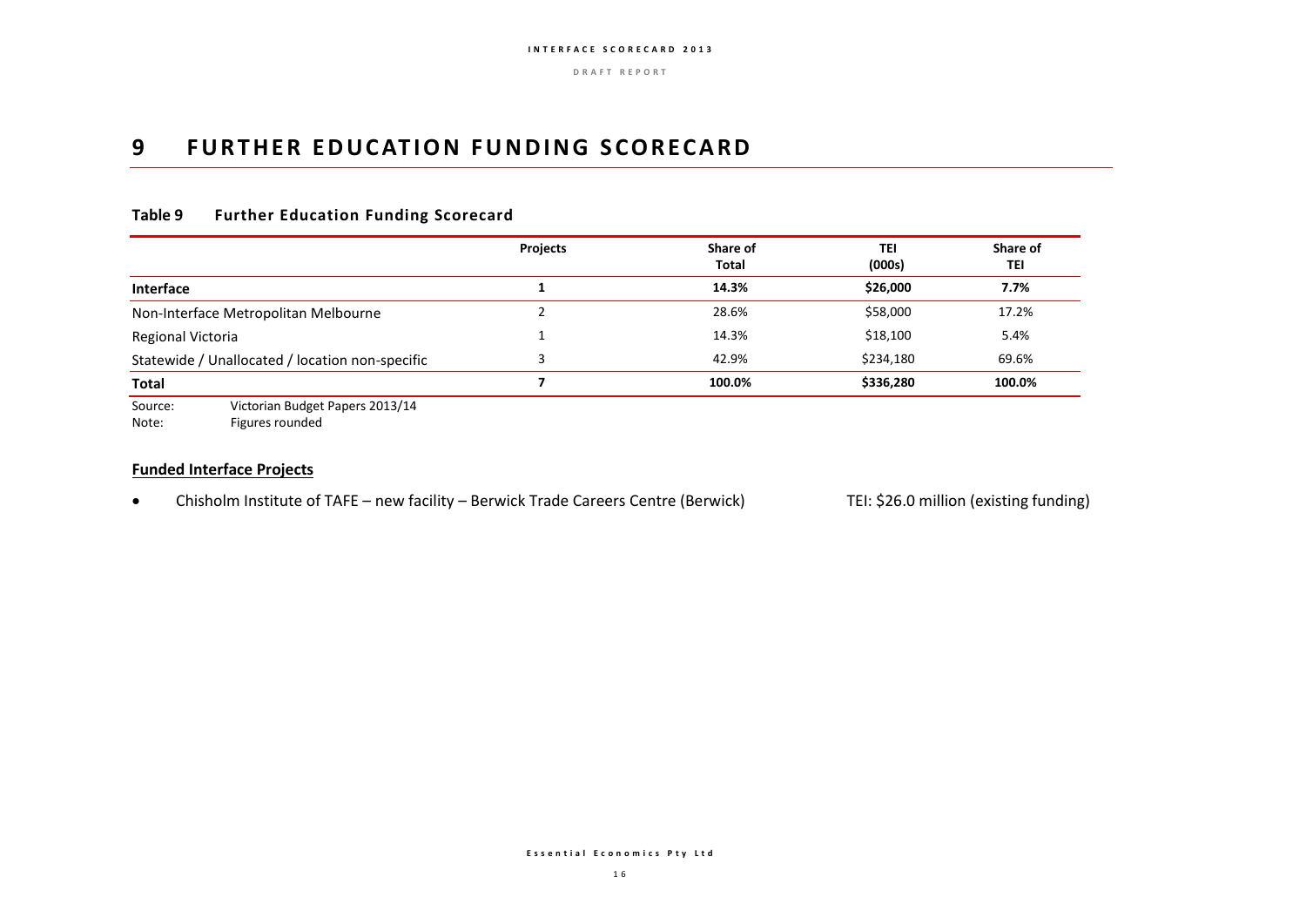# 9 FURTHER EDUCATION FUNDING SCORECARD

### Table 9 Further Education Funding Scorecard

| | Projects | Share of Total | TEI (000s) | Share of TEI |
|---|---|---|---|---|
| **Interface** | **1** | **14.3%** | **$26,000** | **7.7%** |
| Non-Interface Metropolitan Melbourne | 2 | 28.6% | $58,000 | 17.2% |
| Regional Victoria | 1 | 14.3% | $18,100 | 5.4% |
| Statewide / Unallocated / location non-specific | 3 | 42.9% | $234,180 | 69.6% |
| **Total** | **7** | **100.0%** | **$336,280** | **100.0%** |

Source: Victorian Budget Papers 2013/14
Note: Figures rounded

**Funded Interface Projects**

- Chisholm Institute of TAFE – new facility – Berwick Trade Careers Centre (Berwick) TEI: $26.0 million (existing funding)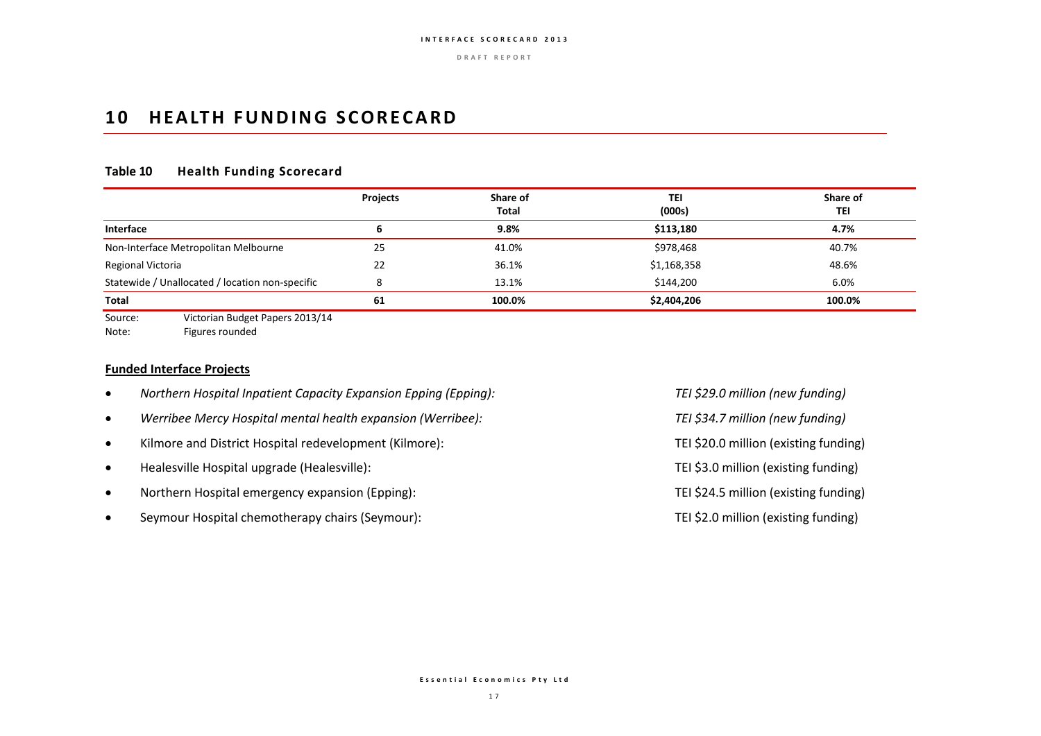# 10 HEALTH FUNDING SCORECARD

**Table 10 Health Funding Scorecard**

| | Projects | Share of Total | TEI (000s) | Share of TEI |
|---|---|---|---|---|
| **Interface** | **6** | **9.8%** | **$113,180** | **4.7%** |
| Non-Interface Metropolitan Melbourne | 25 | 41.0% | $978,468 | 40.7% |
| Regional Victoria | 22 | 36.1% | $1,168,358 | 48.6% |
| Statewide / Unallocated / location non-specific | 8 | 13.1% | $144,200 | 6.0% |
| **Total** | **61** | **100.0%** | **$2,404,206** | **100.0%** |

Source: Victorian Budget Papers 2013/14

Note: Figures rounded

**Funded Interface Projects**

- *Northern Hospital Inpatient Capacity Expansion Epping (Epping):* *TEI $29.0 million (new funding)*
- *Werribee Mercy Hospital mental health expansion (Werribee):* *TEI $34.7 million (new funding)*
- Kilmore and District Hospital redevelopment (Kilmore): TEI $20.0 million (existing funding)
- Healesville Hospital upgrade (Healesville): TEI $3.0 million (existing funding)
- Northern Hospital emergency expansion (Epping): TEI $24.5 million (existing funding)
- Seymour Hospital chemotherapy chairs (Seymour): TEI $2.0 million (existing funding)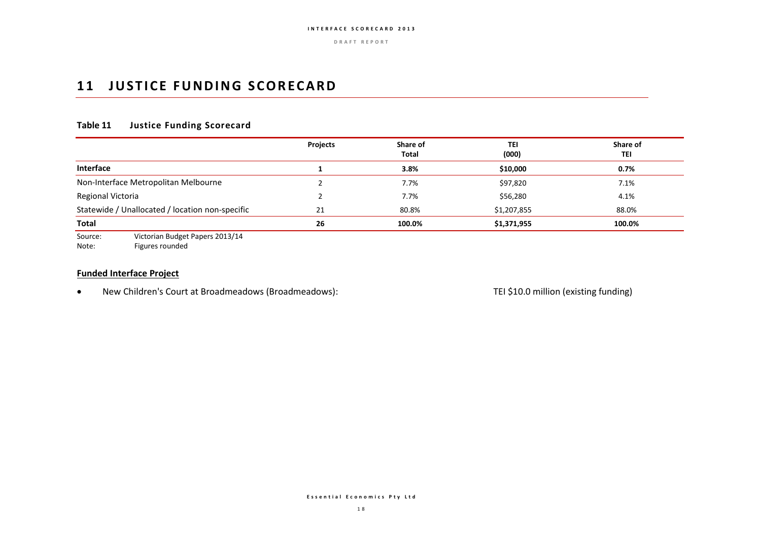# 11 JUSTICE FUNDING SCORECARD

### Table 11 Justice Funding Scorecard

| | Projects | Share of Total | TEI (000) | Share of TEI |
|---|---|---|---|---|
| **Interface** | **1** | **3.8%** | **$10,000** | **0.7%** |
| Non-Interface Metropolitan Melbourne | 2 | 7.7% | $97,820 | 7.1% |
| Regional Victoria | 2 | 7.7% | $56,280 | 4.1% |
| Statewide / Unallocated / location non-specific | 21 | 80.8% | $1,207,855 | 88.0% |
| **Total** | **26** | **100.0%** | **$1,371,955** | **100.0%** |

Source: Victorian Budget Papers 2013/14
Note: Figures rounded

**Funded Interface Project**

- New Children's Court at Broadmeadows (Broadmeadows): TEI $10.0 million (existing funding)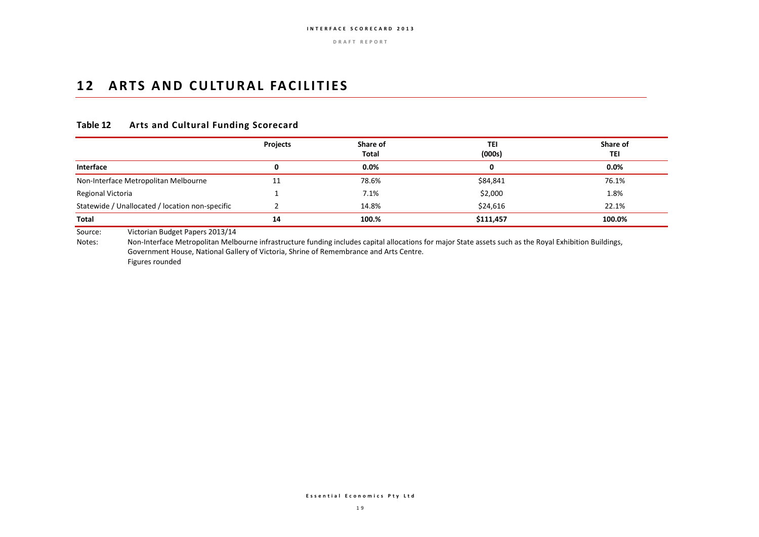# 12 ARTS AND CULTURAL FACILITIES

**Table 12 Arts and Cultural Funding Scorecard**

| | Projects | Share of Total | TEI (000s) | Share of TEI |
|---|---|---|---|---|
| **Interface** | **0** | **0.0%** | **0** | **0.0%** |
| Non-Interface Metropolitan Melbourne | 11 | 78.6% | $84,841 | 76.1% |
| Regional Victoria | 1 | 7.1% | $2,000 | 1.8% |
| Statewide / Unallocated / location non-specific | 2 | 14.8% | $24,616 | 22.1% |
| **Total** | **14** | **100.%** | **$111,457** | **100.0%** |

Source: Victorian Budget Papers 2013/14

Notes: Non-Interface Metropolitan Melbourne infrastructure funding includes capital allocations for major State assets such as the Royal Exhibition Buildings, Government House, National Gallery of Victoria, Shrine of Remembrance and Arts Centre.
Figures rounded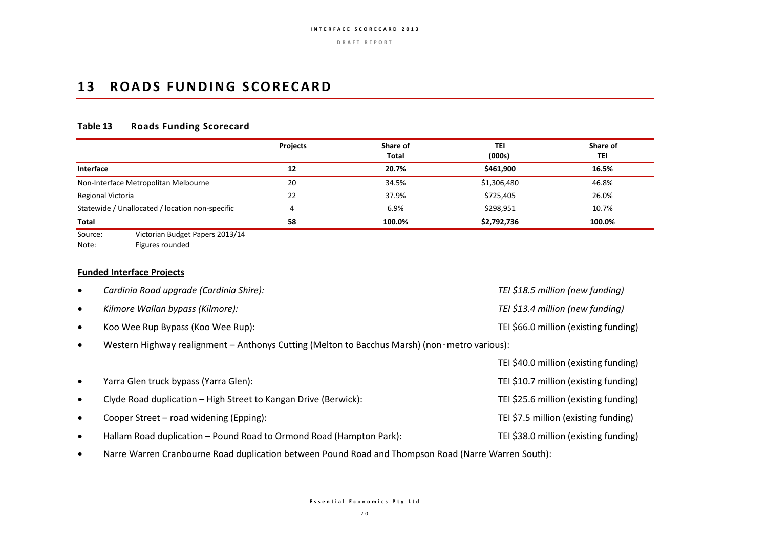# 13 ROADS FUNDING SCORECARD

**Table 13 Roads Funding Scorecard**

| | Projects | Share of Total | TEI (000s) | Share of TEI |
|---|---|---|---|---|
| **Interface** | **12** | **20.7%** | **$461,900** | **16.5%** |
| Non-Interface Metropolitan Melbourne | 20 | 34.5% | $1,306,480 | 46.8% |
| Regional Victoria | 22 | 37.9% | $725,405 | 26.0% |
| Statewide / Unallocated / location non-specific | 4 | 6.9% | $298,951 | 10.7% |
| **Total** | **58** | **100.0%** | **$2,792,736** | **100.0%** |

Source: Victorian Budget Papers 2013/14
Note: Figures rounded

**Funded Interface Projects**

- *Cardinia Road upgrade (Cardinia Shire): TEI $18.5 million (new funding)*
- *Kilmore Wallan bypass (Kilmore): TEI $13.4 million (new funding)*
- Koo Wee Rup Bypass (Koo Wee Rup): TEI $66.0 million (existing funding)
- Western Highway realignment – Anthonys Cutting (Melton to Bacchus Marsh) (non-metro various): TEI $40.0 million (existing funding)
- Yarra Glen truck bypass (Yarra Glen): TEI $10.7 million (existing funding)
- Clyde Road duplication – High Street to Kangan Drive (Berwick): TEI $25.6 million (existing funding)
- Cooper Street – road widening (Epping): TEI $7.5 million (existing funding)
- Hallam Road duplication – Pound Road to Ormond Road (Hampton Park): TEI $38.0 million (existing funding)
- Narre Warren Cranbourne Road duplication between Pound Road and Thompson Road (Narre Warren South):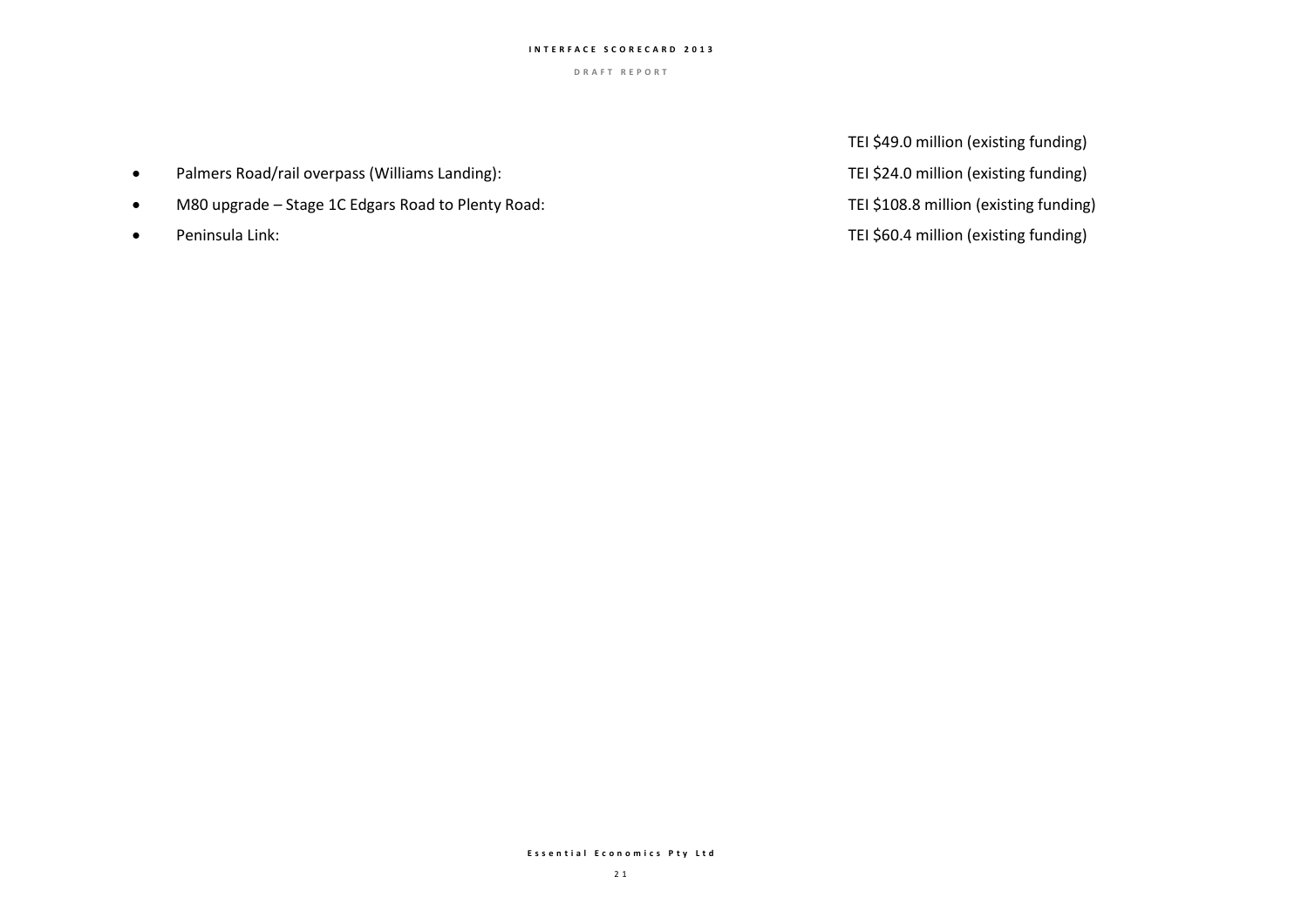TEI $49.0 million (existing funding)

- Palmers Road/rail overpass (Williams Landing): TEI $24.0 million (existing funding)
- M80 upgrade – Stage 1C Edgars Road to Plenty Road: TEI $108.8 million (existing funding)
- Peninsula Link: TEI $60.4 million (existing funding)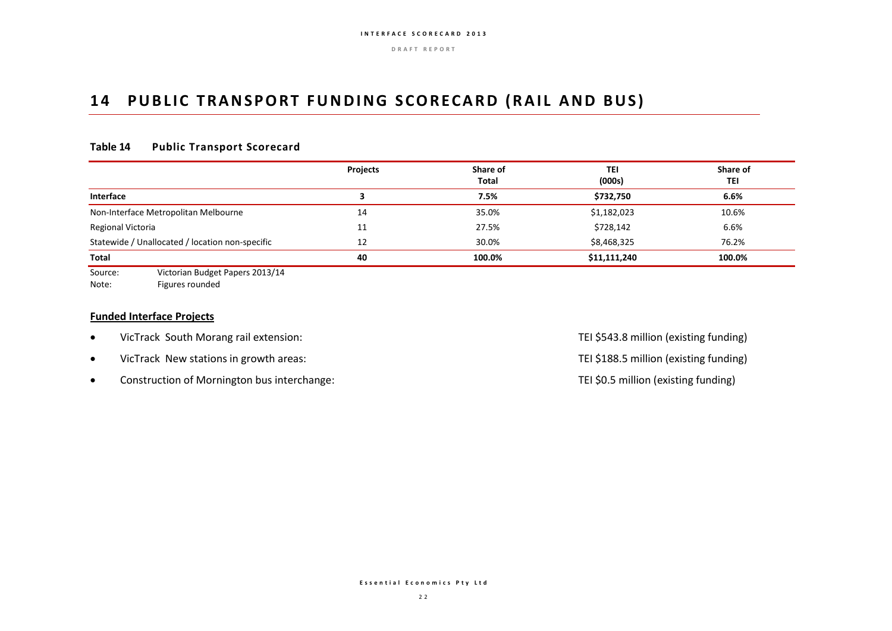# 14 PUBLIC TRANSPORT FUNDING SCORECARD (RAIL AND BUS)

**Table 14 Public Transport Scorecard**

| | Projects | Share of Total | TEI (000s) | Share of TEI |
|---|---|---|---|---|
| **Interface** | **3** | **7.5%** | **$732,750** | **6.6%** |
| Non-Interface Metropolitan Melbourne | 14 | 35.0% | $1,182,023 | 10.6% |
| Regional Victoria | 11 | 27.5% | $728,142 | 6.6% |
| Statewide / Unallocated / location non-specific | 12 | 30.0% | $8,468,325 | 76.2% |
| **Total** | **40** | **100.0%** | **$11,111,240** | **100.0%** |

Source: Victorian Budget Papers 2013/14
Note: Figures rounded

**<u>Funded Interface Projects</u>**

- VicTrack South Morang rail extension: TEI $543.8 million (existing funding)
- VicTrack New stations in growth areas: TEI $188.5 million (existing funding)
- Construction of Mornington bus interchange: TEI $0.5 million (existing funding)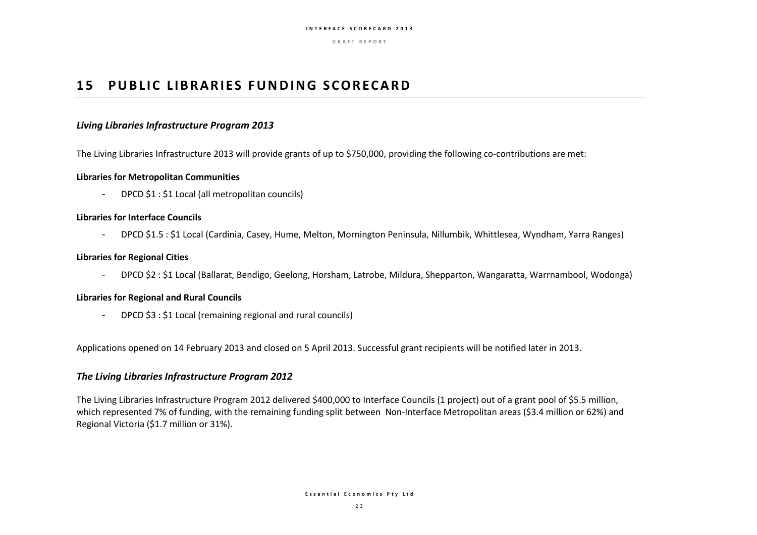# 15 PUBLIC LIBRARIES FUNDING SCORECARD

### *Living Libraries Infrastructure Program 2013*

The Living Libraries Infrastructure 2013 will provide grants of up to $750,000, providing the following co-contributions are met:

**Libraries for Metropolitan Communities**

- DPCD $1 : $1 Local (all metropolitan councils)

**Libraries for Interface Councils**

- DPCD $1.5 : $1 Local (Cardinia, Casey, Hume, Melton, Mornington Peninsula, Nillumbik, Whittlesea, Wyndham, Yarra Ranges)

**Libraries for Regional Cities**

- DPCD $2 : $1 Local (Ballarat, Bendigo, Geelong, Horsham, Latrobe, Mildura, Shepparton, Wangaratta, Warrnambool, Wodonga)

**Libraries for Regional and Rural Councils**

- DPCD $3 : $1 Local (remaining regional and rural councils)

Applications opened on 14 February 2013 and closed on 5 April 2013. Successful grant recipients will be notified later in 2013.

### *The Living Libraries Infrastructure Program 2012*

The Living Libraries Infrastructure Program 2012 delivered $400,000 to Interface Councils (1 project) out of a grant pool of $5.5 million, which represented 7% of funding, with the remaining funding split between Non-Interface Metropolitan areas ($3.4 million or 62%) and Regional Victoria ($1.7 million or 31%).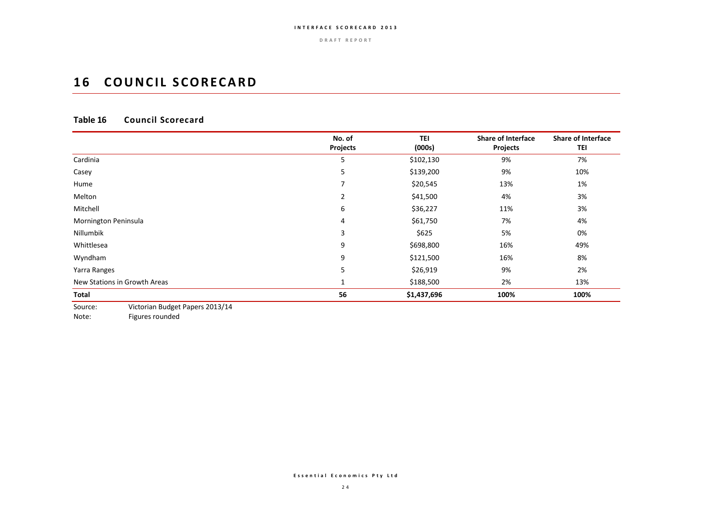# 16 COUNCIL SCORECARD

**Table 16 Council Scorecard**

| | No. of Projects | TEI (000s) | Share of Interface Projects | Share of Interface TEI |
|---|---|---|---|---|
| Cardinia | 5 | $102,130 | 9% | 7% |
| Casey | 5 | $139,200 | 9% | 10% |
| Hume | 7 | $20,545 | 13% | 1% |
| Melton | 2 | $41,500 | 4% | 3% |
| Mitchell | 6 | $36,227 | 11% | 3% |
| Mornington Peninsula | 4 | $61,750 | 7% | 4% |
| Nillumbik | 3 | $625 | 5% | 0% |
| Whittlesea | 9 | $698,800 | 16% | 49% |
| Wyndham | 9 | $121,500 | 16% | 8% |
| Yarra Ranges | 5 | $26,919 | 9% | 2% |
| New Stations in Growth Areas | 1 | $188,500 | 2% | 13% |
| **Total** | **56** | **$1,437,696** | **100%** | **100%** |

Source: Victorian Budget Papers 2013/14
Note: Figures rounded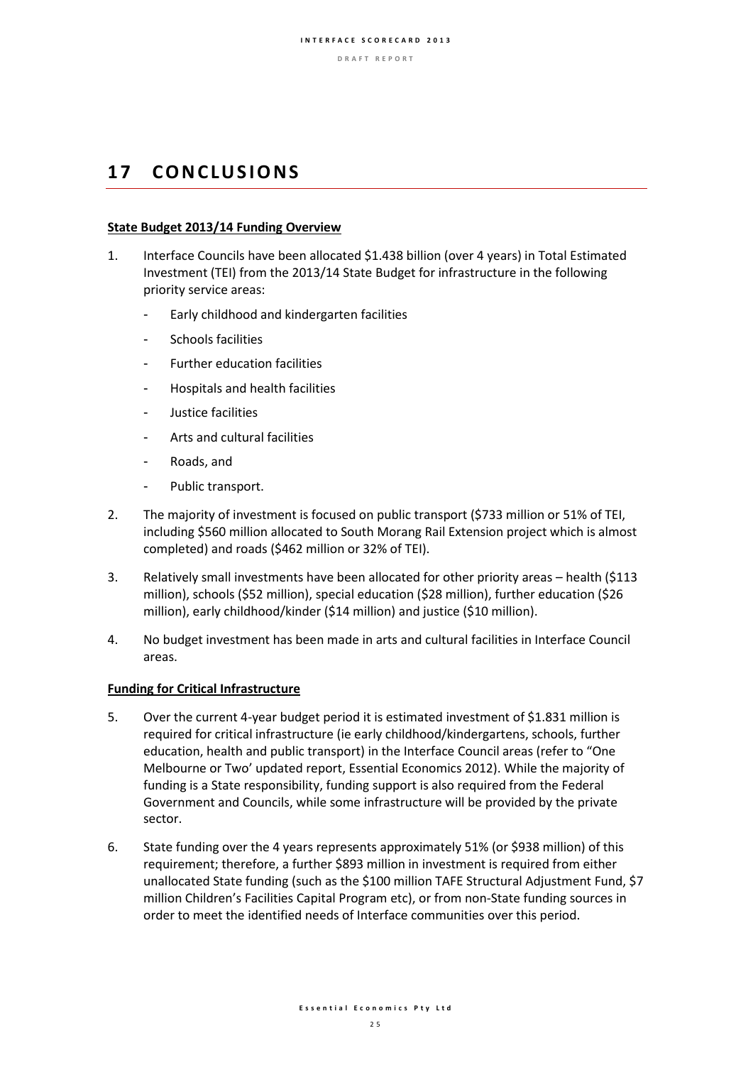# 17 CONCLUSIONS

**State Budget 2013/14 Funding Overview**

1. Interface Councils have been allocated $1.438 billion (over 4 years) in Total Estimated Investment (TEI) from the 2013/14 State Budget for infrastructure in the following priority service areas:
   - Early childhood and kindergarten facilities
   - Schools facilities
   - Further education facilities
   - Hospitals and health facilities
   - Justice facilities
   - Arts and cultural facilities
   - Roads, and
   - Public transport.

2. The majority of investment is focused on public transport ($733 million or 51% of TEI, including $560 million allocated to South Morang Rail Extension project which is almost completed) and roads ($462 million or 32% of TEI).

3. Relatively small investments have been allocated for other priority areas – health ($113 million), schools ($52 million), special education ($28 million), further education ($26 million), early childhood/kinder ($14 million) and justice ($10 million).

4. No budget investment has been made in arts and cultural facilities in Interface Council areas.

**Funding for Critical Infrastructure**

5. Over the current 4-year budget period it is estimated investment of $1.831 million is required for critical infrastructure (ie early childhood/kindergartens, schools, further education, health and public transport) in the Interface Council areas (refer to "One Melbourne or Two' updated report, Essential Economics 2012). While the majority of funding is a State responsibility, funding support is also required from the Federal Government and Councils, while some infrastructure will be provided by the private sector.

6. State funding over the 4 years represents approximately 51% (or $938 million) of this requirement; therefore, a further $893 million in investment is required from either unallocated State funding (such as the $100 million TAFE Structural Adjustment Fund, $7 million Children's Facilities Capital Program etc), or from non-State funding sources in order to meet the identified needs of Interface communities over this period.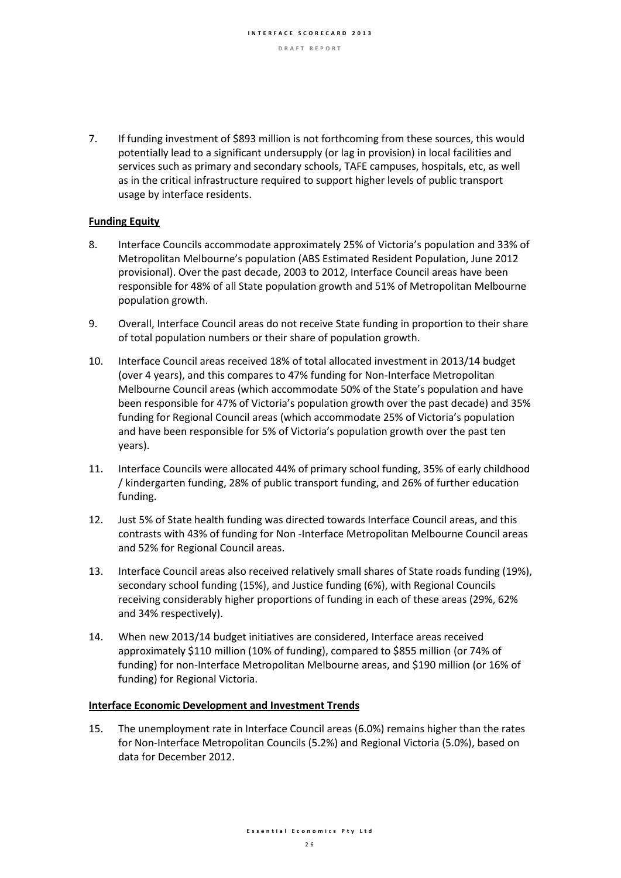7. If funding investment of \$893 million is not forthcoming from these sources, this would potentially lead to a significant undersupply (or lag in provision) in local facilities and services such as primary and secondary schools, TAFE campuses, hospitals, etc, as well as in the critical infrastructure required to support higher levels of public transport usage by interface residents.

**Funding Equity**

8. Interface Councils accommodate approximately 25% of Victoria's population and 33% of Metropolitan Melbourne's population (ABS Estimated Resident Population, June 2012 provisional). Over the past decade, 2003 to 2012, Interface Council areas have been responsible for 48% of all State population growth and 51% of Metropolitan Melbourne population growth.

9. Overall, Interface Council areas do not receive State funding in proportion to their share of total population numbers or their share of population growth.

10. Interface Council areas received 18% of total allocated investment in 2013/14 budget (over 4 years), and this compares to 47% funding for Non-Interface Metropolitan Melbourne Council areas (which accommodate 50% of the State's population and have been responsible for 47% of Victoria's population growth over the past decade) and 35% funding for Regional Council areas (which accommodate 25% of Victoria's population and have been responsible for 5% of Victoria's population growth over the past ten years).

11. Interface Councils were allocated 44% of primary school funding, 35% of early childhood / kindergarten funding, 28% of public transport funding, and 26% of further education funding.

12. Just 5% of State health funding was directed towards Interface Council areas, and this contrasts with 43% of funding for Non -Interface Metropolitan Melbourne Council areas and 52% for Regional Council areas.

13. Interface Council areas also received relatively small shares of State roads funding (19%), secondary school funding (15%), and Justice funding (6%), with Regional Councils receiving considerably higher proportions of funding in each of these areas (29%, 62% and 34% respectively).

14. When new 2013/14 budget initiatives are considered, Interface areas received approximately \$110 million (10% of funding), compared to \$855 million (or 74% of funding) for non-Interface Metropolitan Melbourne areas, and \$190 million (or 16% of funding) for Regional Victoria.

**Interface Economic Development and Investment Trends**

15. The unemployment rate in Interface Council areas (6.0%) remains higher than the rates for Non-Interface Metropolitan Councils (5.2%) and Regional Victoria (5.0%), based on data for December 2012.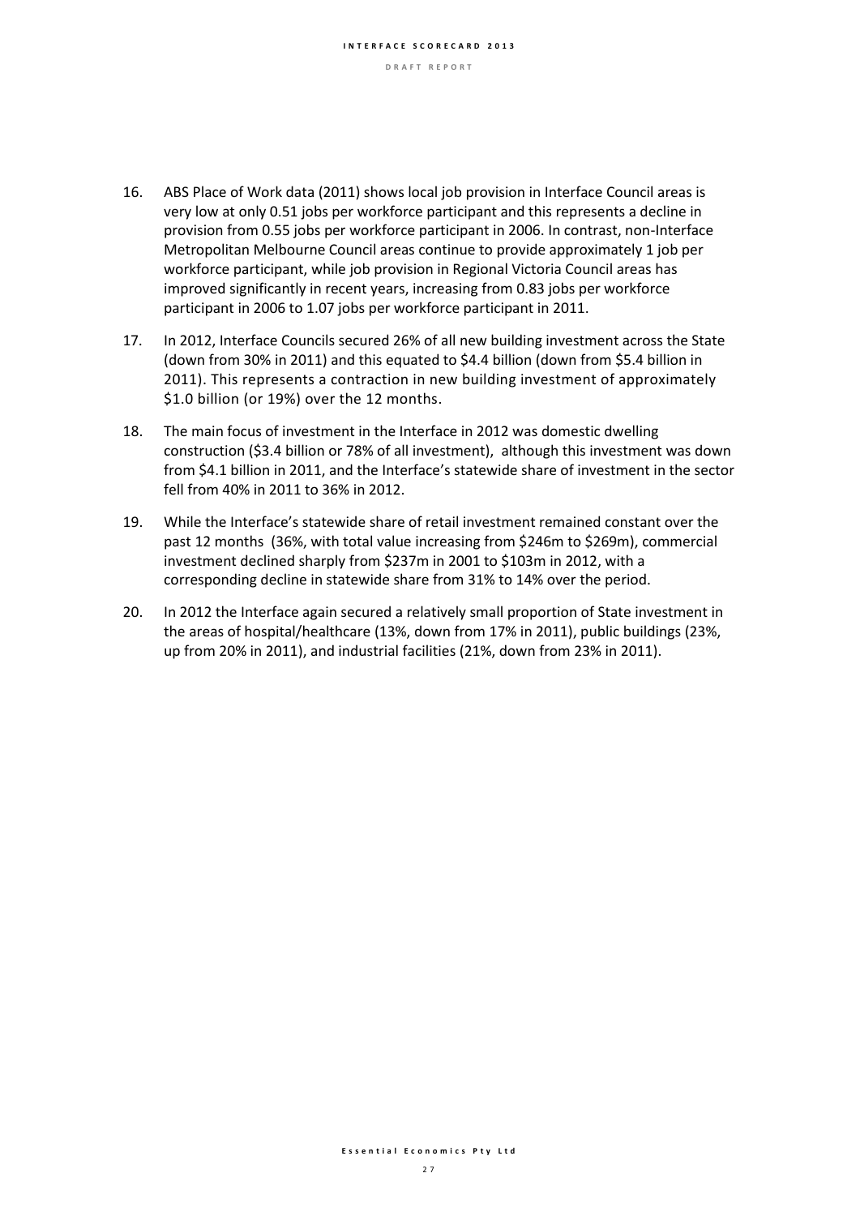16. ABS Place of Work data (2011) shows local job provision in Interface Council areas is very low at only 0.51 jobs per workforce participant and this represents a decline in provision from 0.55 jobs per workforce participant in 2006. In contrast, non-Interface Metropolitan Melbourne Council areas continue to provide approximately 1 job per workforce participant, while job provision in Regional Victoria Council areas has improved significantly in recent years, increasing from 0.83 jobs per workforce participant in 2006 to 1.07 jobs per workforce participant in 2011.

17. In 2012, Interface Councils secured 26% of all new building investment across the State (down from 30% in 2011) and this equated to $4.4 billion (down from $5.4 billion in 2011). This represents a contraction in new building investment of approximately $1.0 billion (or 19%) over the 12 months.

18. The main focus of investment in the Interface in 2012 was domestic dwelling construction ($3.4 billion or 78% of all investment), although this investment was down from $4.1 billion in 2011, and the Interface's statewide share of investment in the sector fell from 40% in 2011 to 36% in 2012.

19. While the Interface's statewide share of retail investment remained constant over the past 12 months (36%, with total value increasing from $246m to $269m), commercial investment declined sharply from $237m in 2001 to $103m in 2012, with a corresponding decline in statewide share from 31% to 14% over the period.

20. In 2012 the Interface again secured a relatively small proportion of State investment in the areas of hospital/healthcare (13%, down from 17% in 2011), public buildings (23%, up from 20% in 2011), and industrial facilities (21%, down from 23% in 2011).